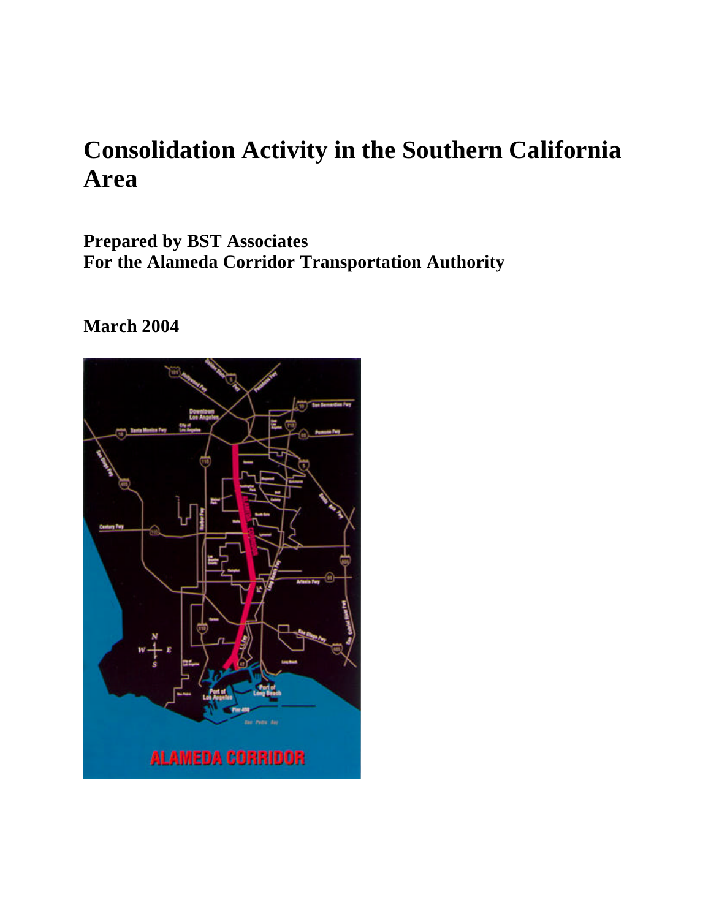# Consolidation Activity in the Southern California Area

**Prepared by BST Associates**
**For the Alameda Corridor Transportation Authority**

**March 2004**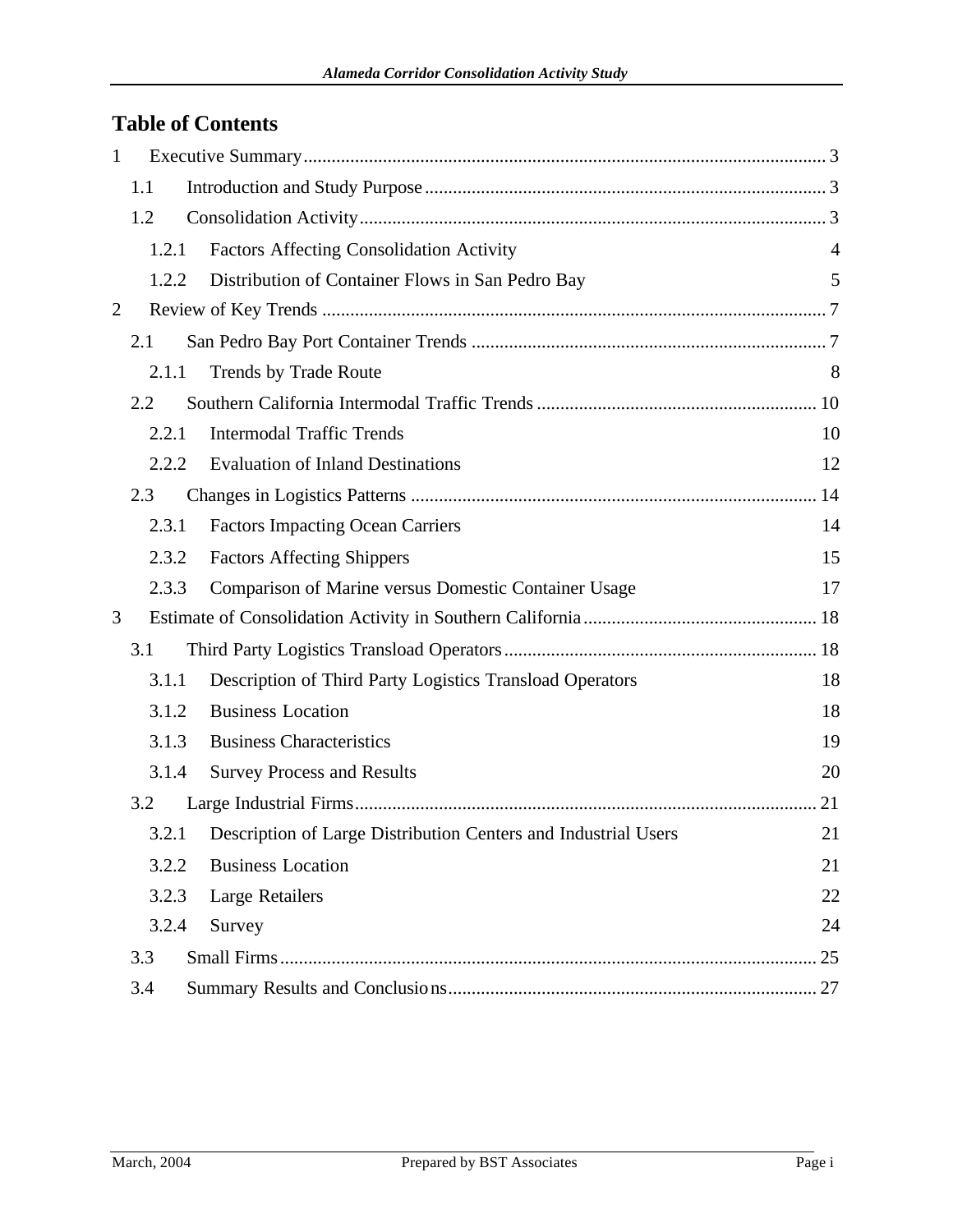# Table of Contents

1 Executive Summary ........ 3
 1.1 Introduction and Study Purpose ........ 3
 1.2 Consolidation Activity ........ 3
  1.2.1 Factors Affecting Consolidation Activity 4
  1.2.2 Distribution of Container Flows in San Pedro Bay 5
2 Review of Key Trends ........ 7
 2.1 San Pedro Bay Port Container Trends ........ 7
  2.1.1 Trends by Trade Route 8
 2.2 Southern California Intermodal Traffic Trends ........ 10
  2.2.1 Intermodal Traffic Trends 10
  2.2.2 Evaluation of Inland Destinations 12
 2.3 Changes in Logistics Patterns ........ 14
  2.3.1 Factors Impacting Ocean Carriers 14
  2.3.2 Factors Affecting Shippers 15
  2.3.3 Comparison of Marine versus Domestic Container Usage 17
3 Estimate of Consolidation Activity in Southern California ........ 18
 3.1 Third Party Logistics Transload Operators ........ 18
  3.1.1 Description of Third Party Logistics Transload Operators 18
  3.1.2 Business Location 18
  3.1.3 Business Characteristics 19
  3.1.4 Survey Process and Results 20
 3.2 Large Industrial Firms ........ 21
  3.2.1 Description of Large Distribution Centers and Industrial Users 21
  3.2.2 Business Location 21
  3.2.3 Large Retailers 22
  3.2.4 Survey 24
 3.3 Small Firms ........ 25
 3.4 Summary Results and Conclusions ........ 27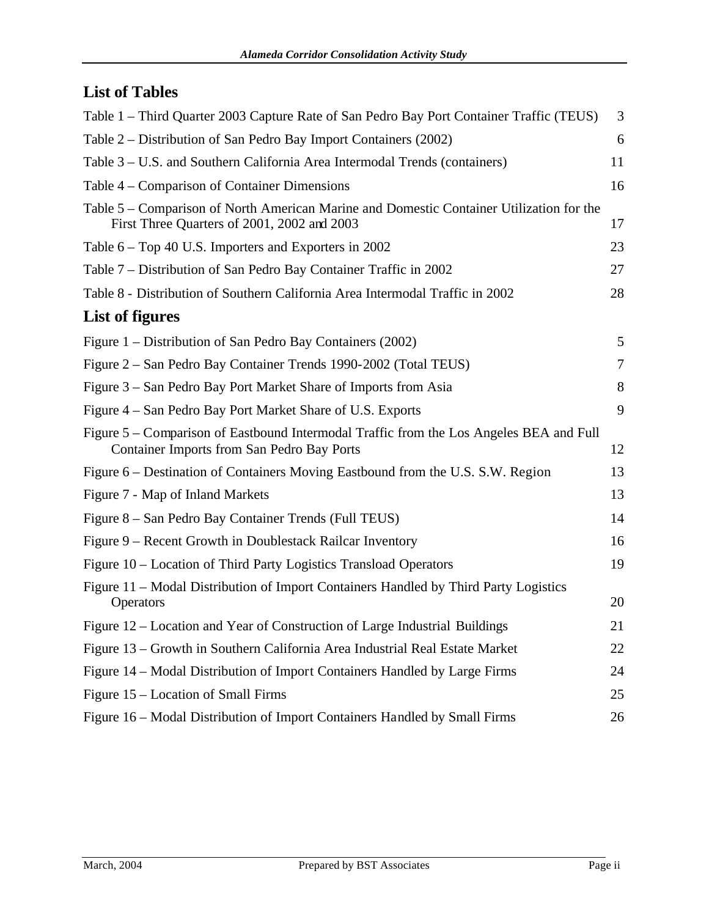## List of Tables

Table 1 – Third Quarter 2003 Capture Rate of San Pedro Bay Port Container Traffic (TEUS) 3

Table 2 – Distribution of San Pedro Bay Import Containers (2002) 6

Table 3 – U.S. and Southern California Area Intermodal Trends (containers) 11

Table 4 – Comparison of Container Dimensions 16

Table 5 – Comparison of North American Marine and Domestic Container Utilization for the First Three Quarters of 2001, 2002 and 2003 17

Table 6 – Top 40 U.S. Importers and Exporters in 2002 23

Table 7 – Distribution of San Pedro Bay Container Traffic in 2002 27

Table 8 - Distribution of Southern California Area Intermodal Traffic in 2002 28

## List of figures

Figure 1 – Distribution of San Pedro Bay Containers (2002) 5

Figure 2 – San Pedro Bay Container Trends 1990-2002 (Total TEUS) 7

Figure 3 – San Pedro Bay Port Market Share of Imports from Asia 8

Figure 4 – San Pedro Bay Port Market Share of U.S. Exports 9

Figure 5 – Comparison of Eastbound Intermodal Traffic from the Los Angeles BEA and Full Container Imports from San Pedro Bay Ports 12

Figure 6 – Destination of Containers Moving Eastbound from the U.S. S.W. Region 13

Figure 7 - Map of Inland Markets 13

Figure 8 – San Pedro Bay Container Trends (Full TEUS) 14

Figure 9 – Recent Growth in Doublestack Railcar Inventory 16

Figure 10 – Location of Third Party Logistics Transload Operators 19

Figure 11 – Modal Distribution of Import Containers Handled by Third Party Logistics Operators 20

Figure 12 – Location and Year of Construction of Large Industrial Buildings 21

Figure 13 – Growth in Southern California Area Industrial Real Estate Market 22

Figure 14 – Modal Distribution of Import Containers Handled by Large Firms 24

Figure 15 – Location of Small Firms 25

Figure 16 – Modal Distribution of Import Containers Handled by Small Firms 26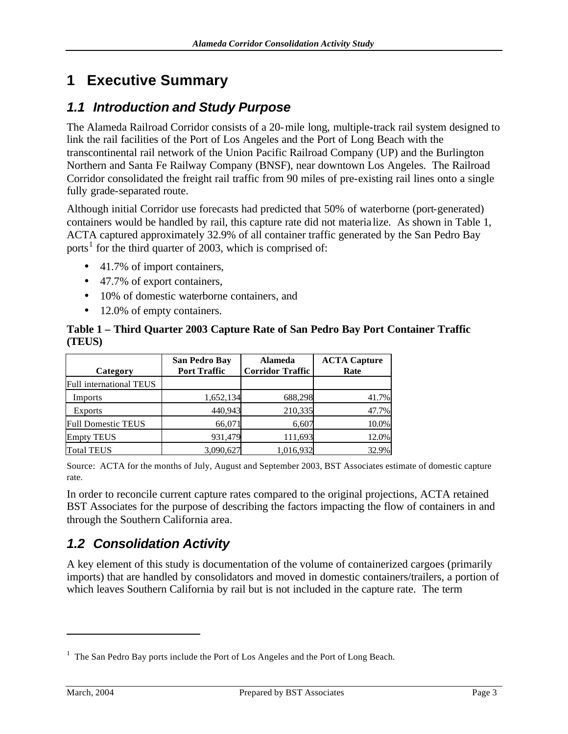# 1 Executive Summary

## 1.1 Introduction and Study Purpose

The Alameda Railroad Corridor consists of a 20-mile long, multiple-track rail system designed to link the rail facilities of the Port of Los Angeles and the Port of Long Beach with the transcontinental rail network of the Union Pacific Railroad Company (UP) and the Burlington Northern and Santa Fe Railway Company (BNSF), near downtown Los Angeles. The Railroad Corridor consolidated the freight rail traffic from 90 miles of pre-existing rail lines onto a single fully grade-separated route.

Although initial Corridor use forecasts had predicted that 50% of waterborne (port-generated) containers would be handled by rail, this capture rate did not materialize. As shown in Table 1, ACTA captured approximately 32.9% of all container traffic generated by the San Pedro Bay ports[1] for the third quarter of 2003, which is comprised of:

- 41.7% of import containers,
- 47.7% of export containers,
- 10% of domestic waterborne containers, and
- 12.0% of empty containers.

**Table 1 – Third Quarter 2003 Capture Rate of San Pedro Bay Port Container Traffic (TEUS)**

| Category | San Pedro Bay Port Traffic | Alameda Corridor Traffic | ACTA Capture Rate |
|---|---|---|---|
| Full international TEUS | | | |
| Imports | 1,652,134 | 688,298 | 41.7% |
| Exports | 440,943 | 210,335 | 47.7% |
| Full Domestic TEUS | 66,071 | 6,607 | 10.0% |
| Empty TEUS | 931,479 | 111,693 | 12.0% |
| Total TEUS | 3,090,627 | 1,016,932 | 32.9% |

Source: ACTA for the months of July, August and September 2003, BST Associates estimate of domestic capture rate.

In order to reconcile current capture rates compared to the original projections, ACTA retained BST Associates for the purpose of describing the factors impacting the flow of containers in and through the Southern California area.

## 1.2 Consolidation Activity

A key element of this study is documentation of the volume of containerized cargoes (primarily imports) that are handled by consolidators and moved in domestic containers/trailers, a portion of which leaves Southern California by rail but is not included in the capture rate. The term

[1] The San Pedro Bay ports include the Port of Los Angeles and the Port of Long Beach.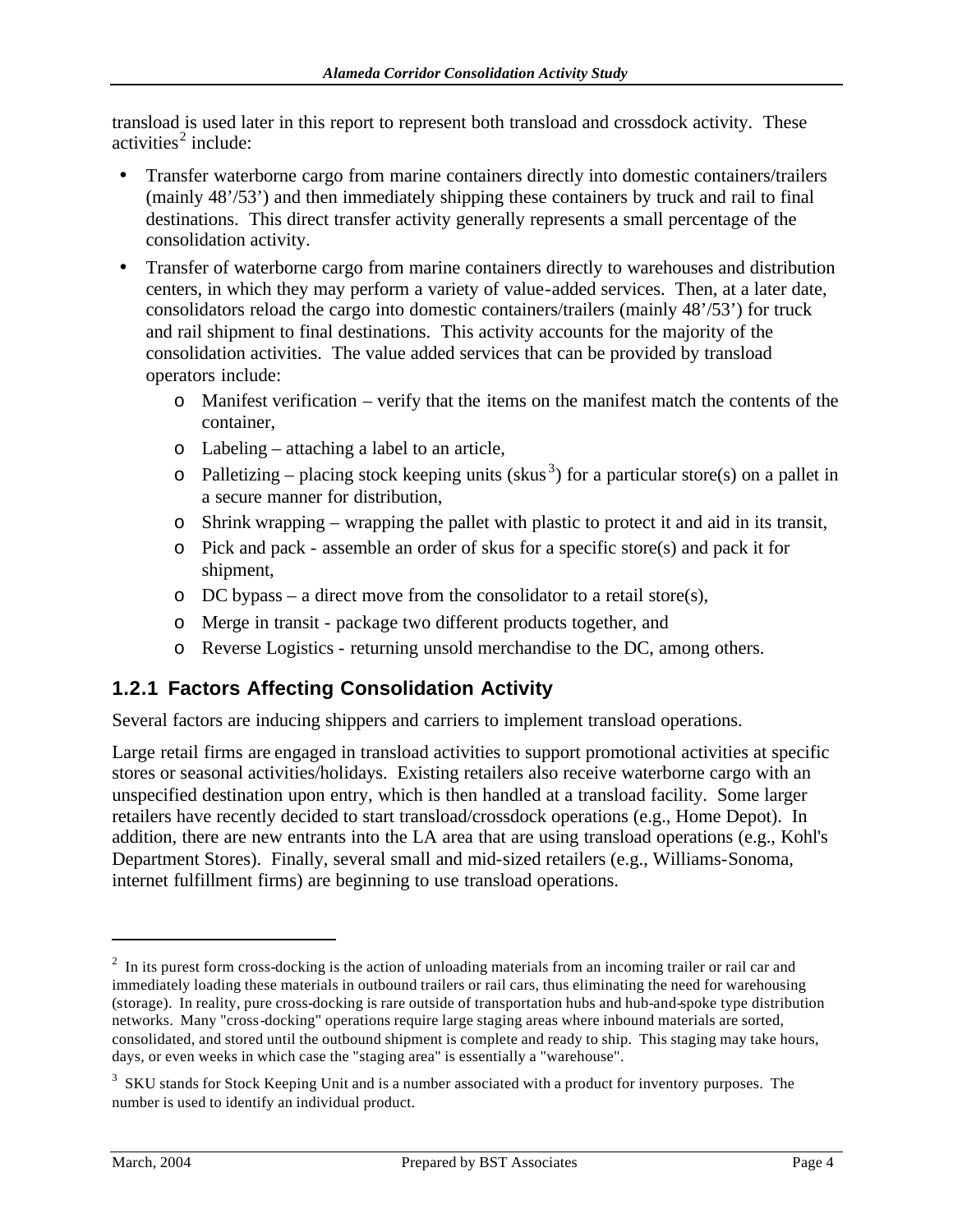transload is used later in this report to represent both transload and crossdock activity. These activities[2] include:

- Transfer waterborne cargo from marine containers directly into domestic containers/trailers (mainly 48'/53') and then immediately shipping these containers by truck and rail to final destinations. This direct transfer activity generally represents a small percentage of the consolidation activity.
- Transfer of waterborne cargo from marine containers directly to warehouses and distribution centers, in which they may perform a variety of value-added services. Then, at a later date, consolidators reload the cargo into domestic containers/trailers (mainly 48'/53') for truck and rail shipment to final destinations. This activity accounts for the majority of the consolidation activities. The value added services that can be provided by transload operators include:
  - Manifest verification – verify that the items on the manifest match the contents of the container,
  - Labeling – attaching a label to an article,
  - Palletizing – placing stock keeping units (skus[3]) for a particular store(s) on a pallet in a secure manner for distribution,
  - Shrink wrapping – wrapping the pallet with plastic to protect it and aid in its transit,
  - Pick and pack - assemble an order of skus for a specific store(s) and pack it for shipment,
  - DC bypass – a direct move from the consolidator to a retail store(s),
  - Merge in transit - package two different products together, and
  - Reverse Logistics - returning unsold merchandise to the DC, among others.

### 1.2.1 Factors Affecting Consolidation Activity

Several factors are inducing shippers and carriers to implement transload operations.

Large retail firms are engaged in transload activities to support promotional activities at specific stores or seasonal activities/holidays. Existing retailers also receive waterborne cargo with an unspecified destination upon entry, which is then handled at a transload facility. Some larger retailers have recently decided to start transload/crossdock operations (e.g., Home Depot). In addition, there are new entrants into the LA area that are using transload operations (e.g., Kohl's Department Stores). Finally, several small and mid-sized retailers (e.g., Williams-Sonoma, internet fulfillment firms) are beginning to use transload operations.

---

[2] In its purest form cross-docking is the action of unloading materials from an incoming trailer or rail car and immediately loading these materials in outbound trailers or rail cars, thus eliminating the need for warehousing (storage). In reality, pure cross-docking is rare outside of transportation hubs and hub-and-spoke type distribution networks. Many "cross-docking" operations require large staging areas where inbound materials are sorted, consolidated, and stored until the outbound shipment is complete and ready to ship. This staging may take hours, days, or even weeks in which case the "staging area" is essentially a "warehouse".

[3] SKU stands for Stock Keeping Unit and is a number associated with a product for inventory purposes. The number is used to identify an individual product.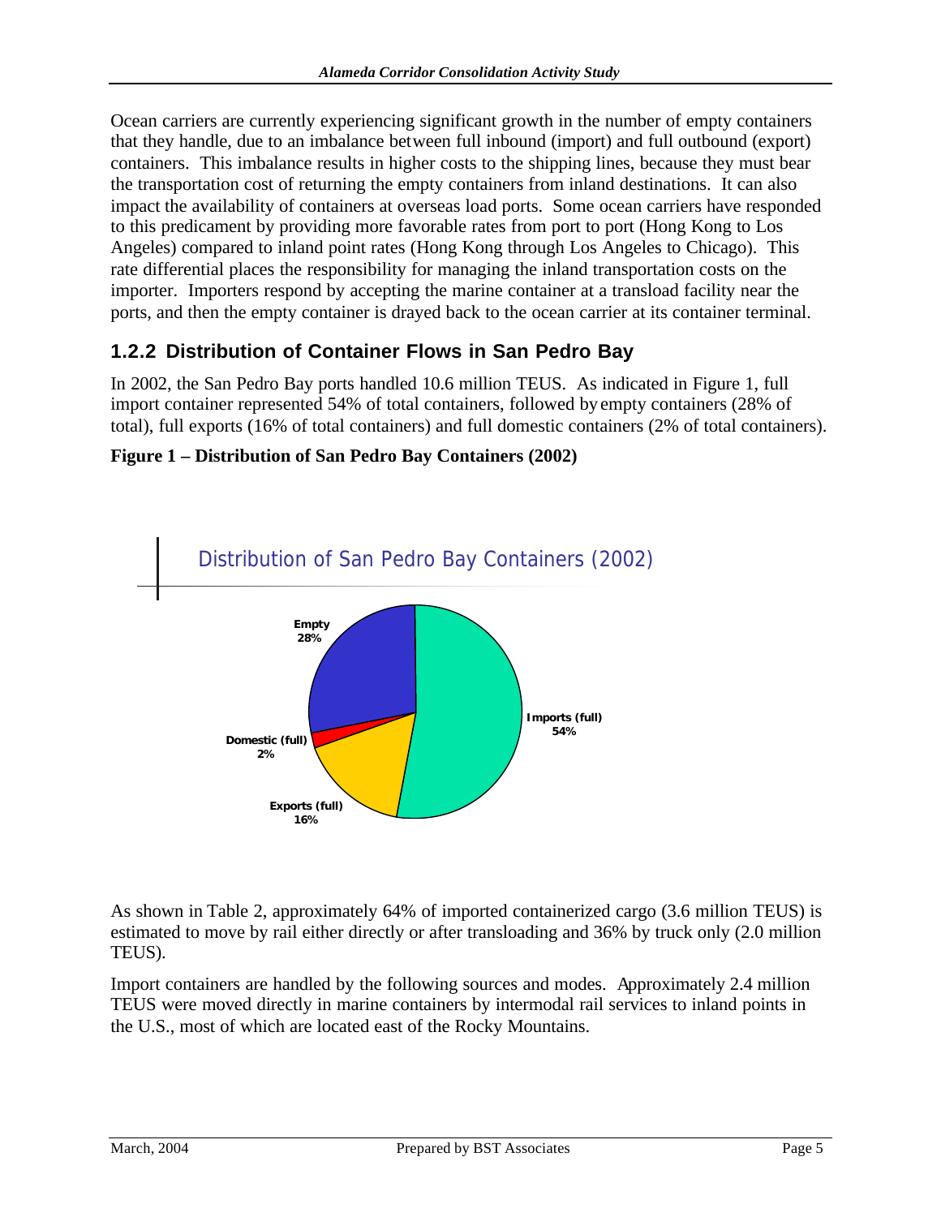Ocean carriers are currently experiencing significant growth in the number of empty containers that they handle, due to an imbalance between full inbound (import) and full outbound (export) containers. This imbalance results in higher costs to the shipping lines, because they must bear the transportation cost of returning the empty containers from inland destinations. It can also impact the availability of containers at overseas load ports. Some ocean carriers have responded to this predicament by providing more favorable rates from port to port (Hong Kong to Los Angeles) compared to inland point rates (Hong Kong through Los Angeles to Chicago). This rate differential places the responsibility for managing the inland transportation costs on the importer. Importers respond by accepting the marine container at a transload facility near the ports, and then the empty container is drayed back to the ocean carrier at its container terminal.

### 1.2.2 Distribution of Container Flows in San Pedro Bay

In 2002, the San Pedro Bay ports handled 10.6 million TEUS. As indicated in Figure 1, full import container represented 54% of total containers, followed by empty containers (28% of total), full exports (16% of total containers) and full domestic containers (2% of total containers).

**Figure 1 – Distribution of San Pedro Bay Containers (2002)**

Distribution of San Pedro Bay Containers (2002)

| Category | Share |
|---|---|
| Imports (full) | 54% |
| Empty | 28% |
| Exports (full) | 16% |
| Domestic (full) | 2% |

As shown in Table 2, approximately 64% of imported containerized cargo (3.6 million TEUS) is estimated to move by rail either directly or after transloading and 36% by truck only (2.0 million TEUS).

Import containers are handled by the following sources and modes. Approximately 2.4 million TEUS were moved directly in marine containers by intermodal rail services to inland points in the U.S., most of which are located east of the Rocky Mountains.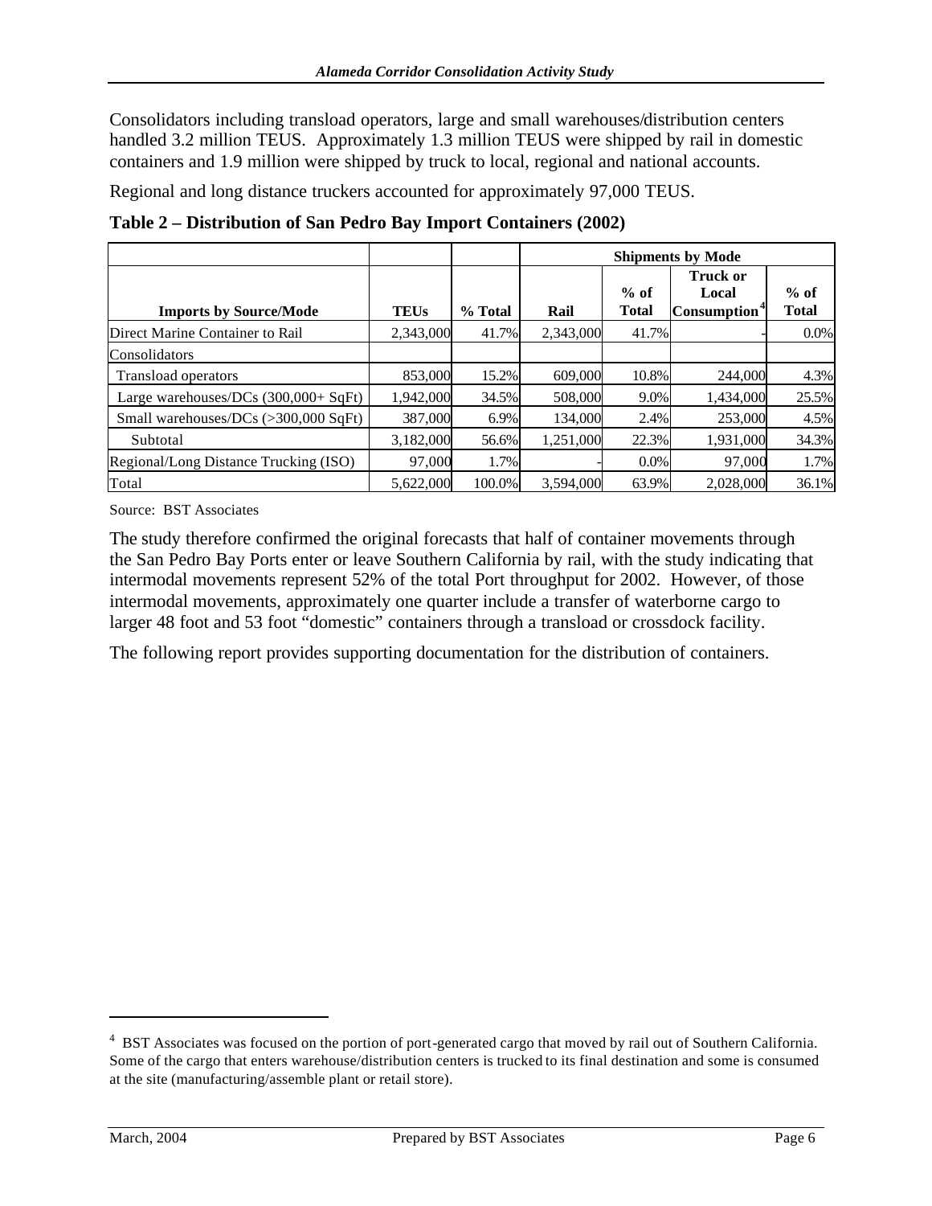Consolidators including transload operators, large and small warehouses/distribution centers handled 3.2 million TEUS. Approximately 1.3 million TEUS were shipped by rail in domestic containers and 1.9 million were shipped by truck to local, regional and national accounts.

Regional and long distance truckers accounted for approximately 97,000 TEUS.

**Table 2 – Distribution of San Pedro Bay Import Containers (2002)**

| | | | Shipments by Mode | | | |
|---|---|---|---|---|---|---|
| **Imports by Source/Mode** | **TEUs** | **% Total** | **Rail** | **% of Total** | **Truck or Local Consumption**[4] | **% of Total** |
| Direct Marine Container to Rail | 2,343,000 | 41.7% | 2,343,000 | 41.7% | - | 0.0% |
| Consolidators | | | | | | |
| Transload operators | 853,000 | 15.2% | 609,000 | 10.8% | 244,000 | 4.3% |
| Large warehouses/DCs (300,000+ SqFt) | 1,942,000 | 34.5% | 508,000 | 9.0% | 1,434,000 | 25.5% |
| Small warehouses/DCs (>300,000 SqFt) | 387,000 | 6.9% | 134,000 | 2.4% | 253,000 | 4.5% |
| Subtotal | 3,182,000 | 56.6% | 1,251,000 | 22.3% | 1,931,000 | 34.3% |
| Regional/Long Distance Trucking (ISO) | 97,000 | 1.7% | - | 0.0% | 97,000 | 1.7% |
| Total | 5,622,000 | 100.0% | 3,594,000 | 63.9% | 2,028,000 | 36.1% |

Source: BST Associates

The study therefore confirmed the original forecasts that half of container movements through the San Pedro Bay Ports enter or leave Southern California by rail, with the study indicating that intermodal movements represent 52% of the total Port throughput for 2002. However, of those intermodal movements, approximately one quarter include a transfer of waterborne cargo to larger 48 foot and 53 foot "domestic" containers through a transload or crossdock facility.

The following report provides supporting documentation for the distribution of containers.

---

[4] BST Associates was focused on the portion of port-generated cargo that moved by rail out of Southern California. Some of the cargo that enters warehouse/distribution centers is trucked to its final destination and some is consumed at the site (manufacturing/assemble plant or retail store).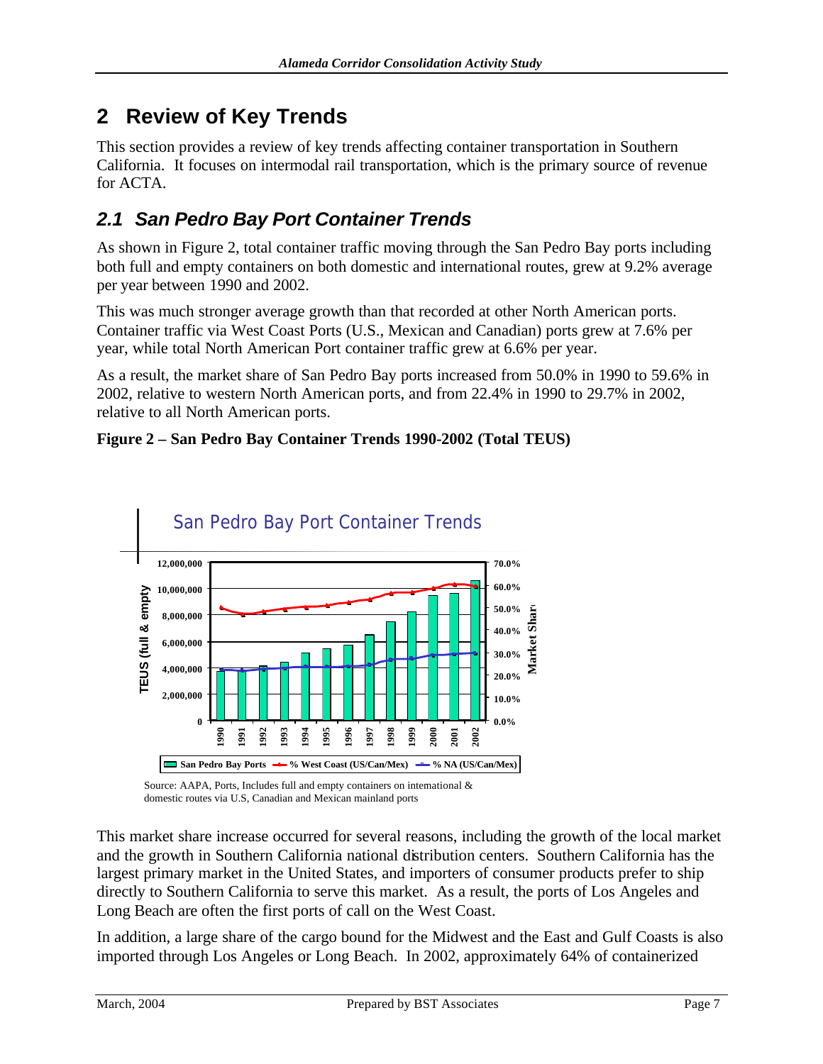# 2 Review of Key Trends

This section provides a review of key trends affecting container transportation in Southern California. It focuses on intermodal rail transportation, which is the primary source of revenue for ACTA.

## *2.1 San Pedro Bay Port Container Trends*

As shown in Figure 2, total container traffic moving through the San Pedro Bay ports including both full and empty containers on both domestic and international routes, grew at 9.2% average per year between 1990 and 2002.

This was much stronger average growth than that recorded at other North American ports. Container traffic via West Coast Ports (U.S., Mexican and Canadian) ports grew at 7.6% per year, while total North American Port container traffic grew at 6.6% per year.

As a result, the market share of San Pedro Bay ports increased from 50.0% in 1990 to 59.6% in 2002, relative to western North American ports, and from 22.4% in 1990 to 29.7% in 2002, relative to all North American ports.

**Figure 2 – San Pedro Bay Container Trends 1990-2002 (Total TEUS)**

Source: AAPA, Ports, Includes full and empty containers on international & domestic routes via U.S, Canadian and Mexican mainland ports

This market share increase occurred for several reasons, including the growth of the local market and the growth in Southern California national distribution centers. Southern California has the largest primary market in the United States, and importers of consumer products prefer to ship directly to Southern California to serve this market. As a result, the ports of Los Angeles and Long Beach are often the first ports of call on the West Coast.

In addition, a large share of the cargo bound for the Midwest and the East and Gulf Coasts is also imported through Los Angeles or Long Beach. In 2002, approximately 64% of containerized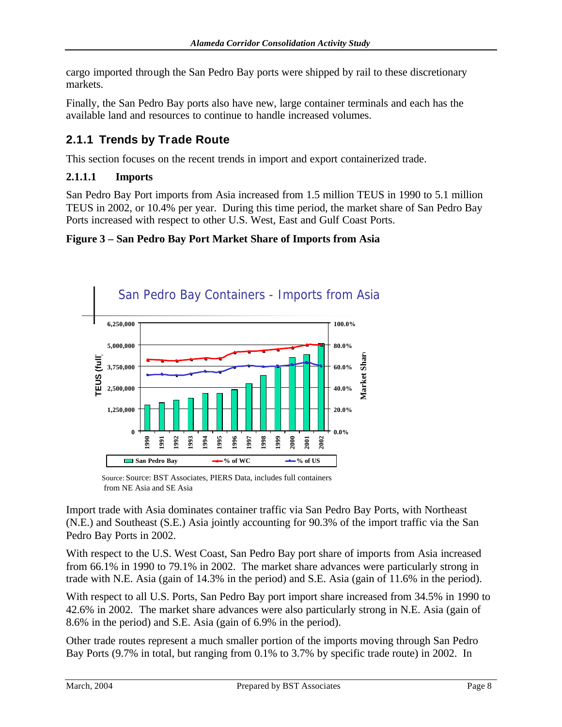cargo imported through the San Pedro Bay ports were shipped by rail to these discretionary markets.

Finally, the San Pedro Bay ports also have new, large container terminals and each has the available land and resources to continue to handle increased volumes.

## 2.1.1 Trends by Trade Route

This section focuses on the recent trends in import and export containerized trade.

### 2.1.1.1 Imports

San Pedro Bay Port imports from Asia increased from 1.5 million TEUS in 1990 to 5.1 million TEUS in 2002, or 10.4% per year. During this time period, the market share of San Pedro Bay Ports increased with respect to other U.S. West, East and Gulf Coast Ports.

**Figure 3 – San Pedro Bay Port Market Share of Imports from Asia**

Source: Source: BST Associates, PIERS Data, includes full containers from NE Asia and SE Asia

Import trade with Asia dominates container traffic via San Pedro Bay Ports, with Northeast (N.E.) and Southeast (S.E.) Asia jointly accounting for 90.3% of the import traffic via the San Pedro Bay Ports in 2002.

With respect to the U.S. West Coast, San Pedro Bay port share of imports from Asia increased from 66.1% in 1990 to 79.1% in 2002. The market share advances were particularly strong in trade with N.E. Asia (gain of 14.3% in the period) and S.E. Asia (gain of 11.6% in the period).

With respect to all U.S. Ports, San Pedro Bay port import share increased from 34.5% in 1990 to 42.6% in 2002. The market share advances were also particularly strong in N.E. Asia (gain of 8.6% in the period) and S.E. Asia (gain of 6.9% in the period).

Other trade routes represent a much smaller portion of the imports moving through San Pedro Bay Ports (9.7% in total, but ranging from 0.1% to 3.7% by specific trade route) in 2002. In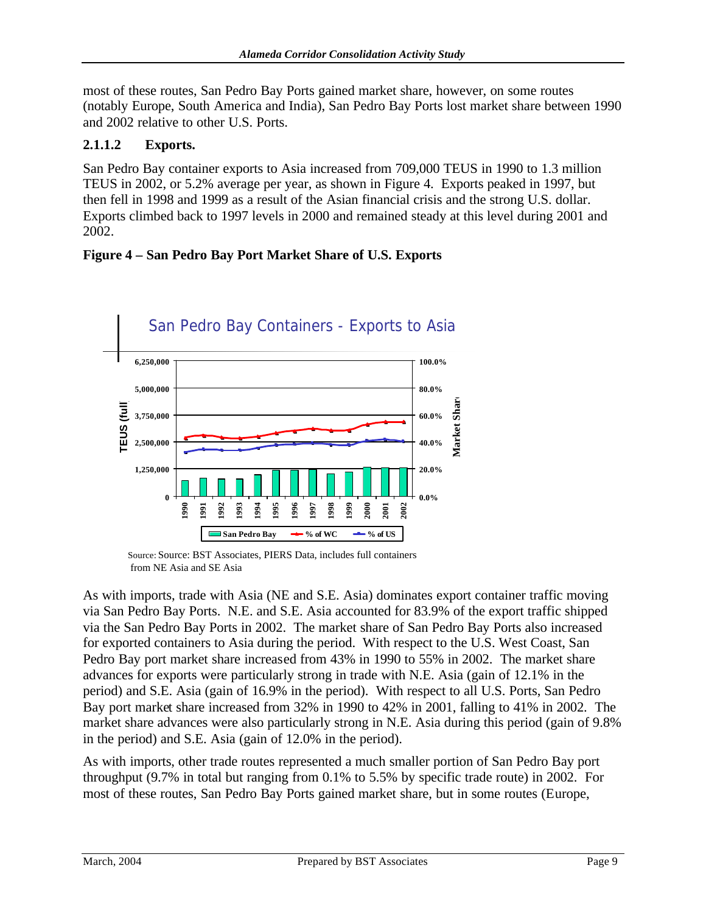most of these routes, San Pedro Bay Ports gained market share, however, on some routes (notably Europe, South America and India), San Pedro Bay Ports lost market share between 1990 and 2002 relative to other U.S. Ports.

### 2.1.1.2 Exports.

San Pedro Bay container exports to Asia increased from 709,000 TEUS in 1990 to 1.3 million TEUS in 2002, or 5.2% average per year, as shown in Figure 4. Exports peaked in 1997, but then fell in 1998 and 1999 as a result of the Asian financial crisis and the strong U.S. dollar. Exports climbed back to 1997 levels in 2000 and remained steady at this level during 2001 and 2002.

**Figure 4 – San Pedro Bay Port Market Share of U.S. Exports**

San Pedro Bay Containers - Exports to Asia

Source: Source: BST Associates, PIERS Data, includes full containers from NE Asia and SE Asia

As with imports, trade with Asia (NE and S.E. Asia) dominates export container traffic moving via San Pedro Bay Ports. N.E. and S.E. Asia accounted for 83.9% of the export traffic shipped via the San Pedro Bay Ports in 2002. The market share of San Pedro Bay Ports also increased for exported containers to Asia during the period. With respect to the U.S. West Coast, San Pedro Bay port market share increased from 43% in 1990 to 55% in 2002. The market share advances for exports were particularly strong in trade with N.E. Asia (gain of 12.1% in the period) and S.E. Asia (gain of 16.9% in the period). With respect to all U.S. Ports, San Pedro Bay port market share increased from 32% in 1990 to 42% in 2001, falling to 41% in 2002. The market share advances were also particularly strong in N.E. Asia during this period (gain of 9.8% in the period) and S.E. Asia (gain of 12.0% in the period).

As with imports, other trade routes represented a much smaller portion of San Pedro Bay port throughput (9.7% in total but ranging from 0.1% to 5.5% by specific trade route) in 2002. For most of these routes, San Pedro Bay Ports gained market share, but in some routes (Europe,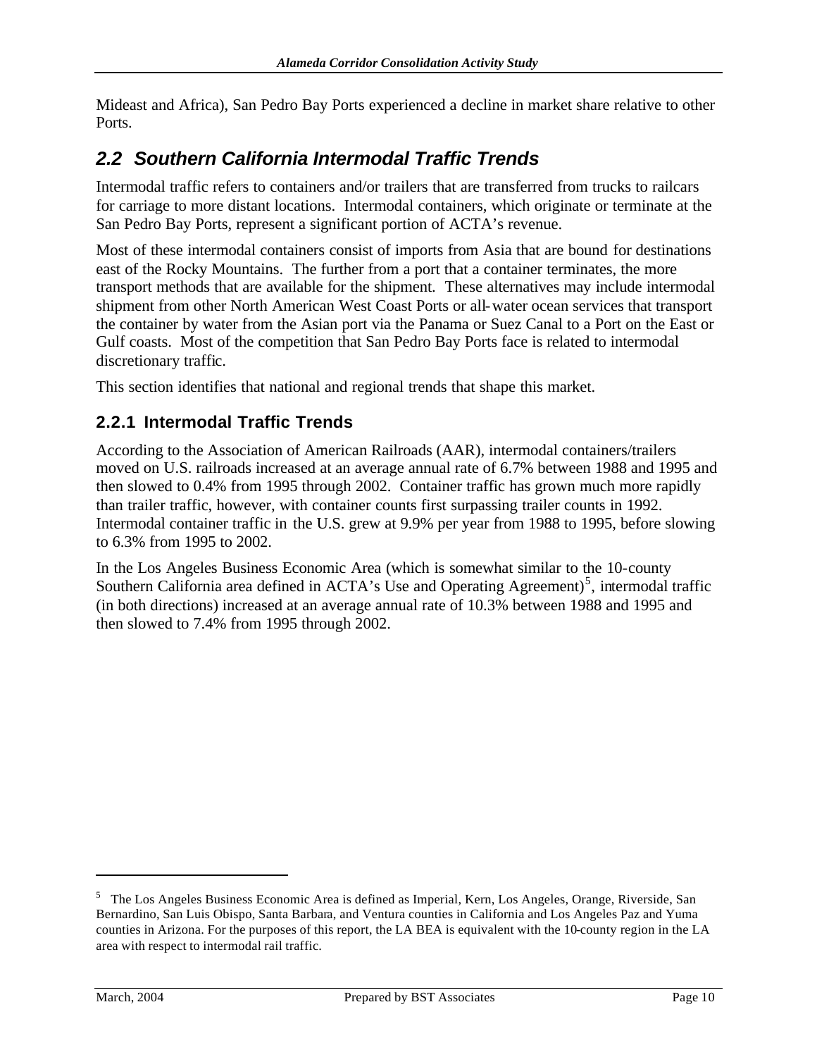Mideast and Africa), San Pedro Bay Ports experienced a decline in market share relative to other Ports.

## *2.2 Southern California Intermodal Traffic Trends*

Intermodal traffic refers to containers and/or trailers that are transferred from trucks to railcars for carriage to more distant locations. Intermodal containers, which originate or terminate at the San Pedro Bay Ports, represent a significant portion of ACTA's revenue.

Most of these intermodal containers consist of imports from Asia that are bound for destinations east of the Rocky Mountains. The further from a port that a container terminates, the more transport methods that are available for the shipment. These alternatives may include intermodal shipment from other North American West Coast Ports or all-water ocean services that transport the container by water from the Asian port via the Panama or Suez Canal to a Port on the East or Gulf coasts. Most of the competition that San Pedro Bay Ports face is related to intermodal discretionary traffic.

This section identifies that national and regional trends that shape this market.

### 2.2.1 Intermodal Traffic Trends

According to the Association of American Railroads (AAR), intermodal containers/trailers moved on U.S. railroads increased at an average annual rate of 6.7% between 1988 and 1995 and then slowed to 0.4% from 1995 through 2002. Container traffic has grown much more rapidly than trailer traffic, however, with container counts first surpassing trailer counts in 1992. Intermodal container traffic in the U.S. grew at 9.9% per year from 1988 to 1995, before slowing to 6.3% from 1995 to 2002.

In the Los Angeles Business Economic Area (which is somewhat similar to the 10-county Southern California area defined in ACTA's Use and Operating Agreement)[5], intermodal traffic (in both directions) increased at an average annual rate of 10.3% between 1988 and 1995 and then slowed to 7.4% from 1995 through 2002.

---

[5] The Los Angeles Business Economic Area is defined as Imperial, Kern, Los Angeles, Orange, Riverside, San Bernardino, San Luis Obispo, Santa Barbara, and Ventura counties in California and Los Angeles Paz and Yuma counties in Arizona. For the purposes of this report, the LA BEA is equivalent with the 10-county region in the LA area with respect to intermodal rail traffic.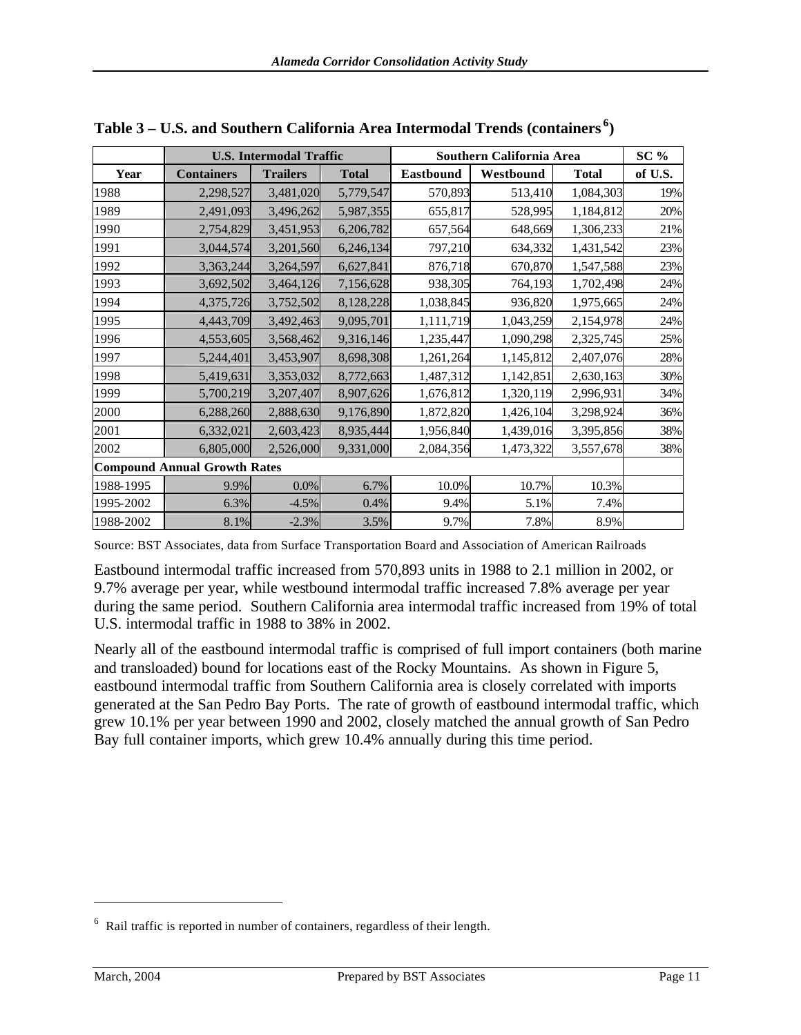**Table 3 – U.S. and Southern California Area Intermodal Trends (containers[6])**

| | U.S. Intermodal Traffic | | | Southern California Area | | | SC % |
|---|---|---|---|---|---|---|---|
| Year | Containers | Trailers | Total | Eastbound | Westbound | Total | of U.S. |
| 1988 | 2,298,527 | 3,481,020 | 5,779,547 | 570,893 | 513,410 | 1,084,303 | 19% |
| 1989 | 2,491,093 | 3,496,262 | 5,987,355 | 655,817 | 528,995 | 1,184,812 | 20% |
| 1990 | 2,754,829 | 3,451,953 | 6,206,782 | 657,564 | 648,669 | 1,306,233 | 21% |
| 1991 | 3,044,574 | 3,201,560 | 6,246,134 | 797,210 | 634,332 | 1,431,542 | 23% |
| 1992 | 3,363,244 | 3,264,597 | 6,627,841 | 876,718 | 670,870 | 1,547,588 | 23% |
| 1993 | 3,692,502 | 3,464,126 | 7,156,628 | 938,305 | 764,193 | 1,702,498 | 24% |
| 1994 | 4,375,726 | 3,752,502 | 8,128,228 | 1,038,845 | 936,820 | 1,975,665 | 24% |
| 1995 | 4,443,709 | 3,492,463 | 9,095,701 | 1,111,719 | 1,043,259 | 2,154,978 | 24% |
| 1996 | 4,553,605 | 3,568,462 | 9,316,146 | 1,235,447 | 1,090,298 | 2,325,745 | 25% |
| 1997 | 5,244,401 | 3,453,907 | 8,698,308 | 1,261,264 | 1,145,812 | 2,407,076 | 28% |
| 1998 | 5,419,631 | 3,353,032 | 8,772,663 | 1,487,312 | 1,142,851 | 2,630,163 | 30% |
| 1999 | 5,700,219 | 3,207,407 | 8,907,626 | 1,676,812 | 1,320,119 | 2,996,931 | 34% |
| 2000 | 6,288,260 | 2,888,630 | 9,176,890 | 1,872,820 | 1,426,104 | 3,298,924 | 36% |
| 2001 | 6,332,021 | 2,603,423 | 8,935,444 | 1,956,840 | 1,439,016 | 3,395,856 | 38% |
| 2002 | 6,805,000 | 2,526,000 | 9,331,000 | 2,084,356 | 1,473,322 | 3,557,678 | 38% |
| **Compound Annual Growth Rates** | | | | | | | |
| 1988-1995 | 9.9% | 0.0% | 6.7% | 10.0% | 10.7% | 10.3% | |
| 1995-2002 | 6.3% | -4.5% | 0.4% | 9.4% | 5.1% | 7.4% | |
| 1988-2002 | 8.1% | -2.3% | 3.5% | 9.7% | 7.8% | 8.9% | |

Source: BST Associates, data from Surface Transportation Board and Association of American Railroads

Eastbound intermodal traffic increased from 570,893 units in 1988 to 2.1 million in 2002, or 9.7% average per year, while westbound intermodal traffic increased 7.8% average per year during the same period. Southern California area intermodal traffic increased from 19% of total U.S. intermodal traffic in 1988 to 38% in 2002.

Nearly all of the eastbound intermodal traffic is comprised of full import containers (both marine and transloaded) bound for locations east of the Rocky Mountains. As shown in Figure 5, eastbound intermodal traffic from Southern California area is closely correlated with imports generated at the San Pedro Bay Ports. The rate of growth of eastbound intermodal traffic, which grew 10.1% per year between 1990 and 2002, closely matched the annual growth of San Pedro Bay full container imports, which grew 10.4% annually during this time period.

---

[6] Rail traffic is reported in number of containers, regardless of their length.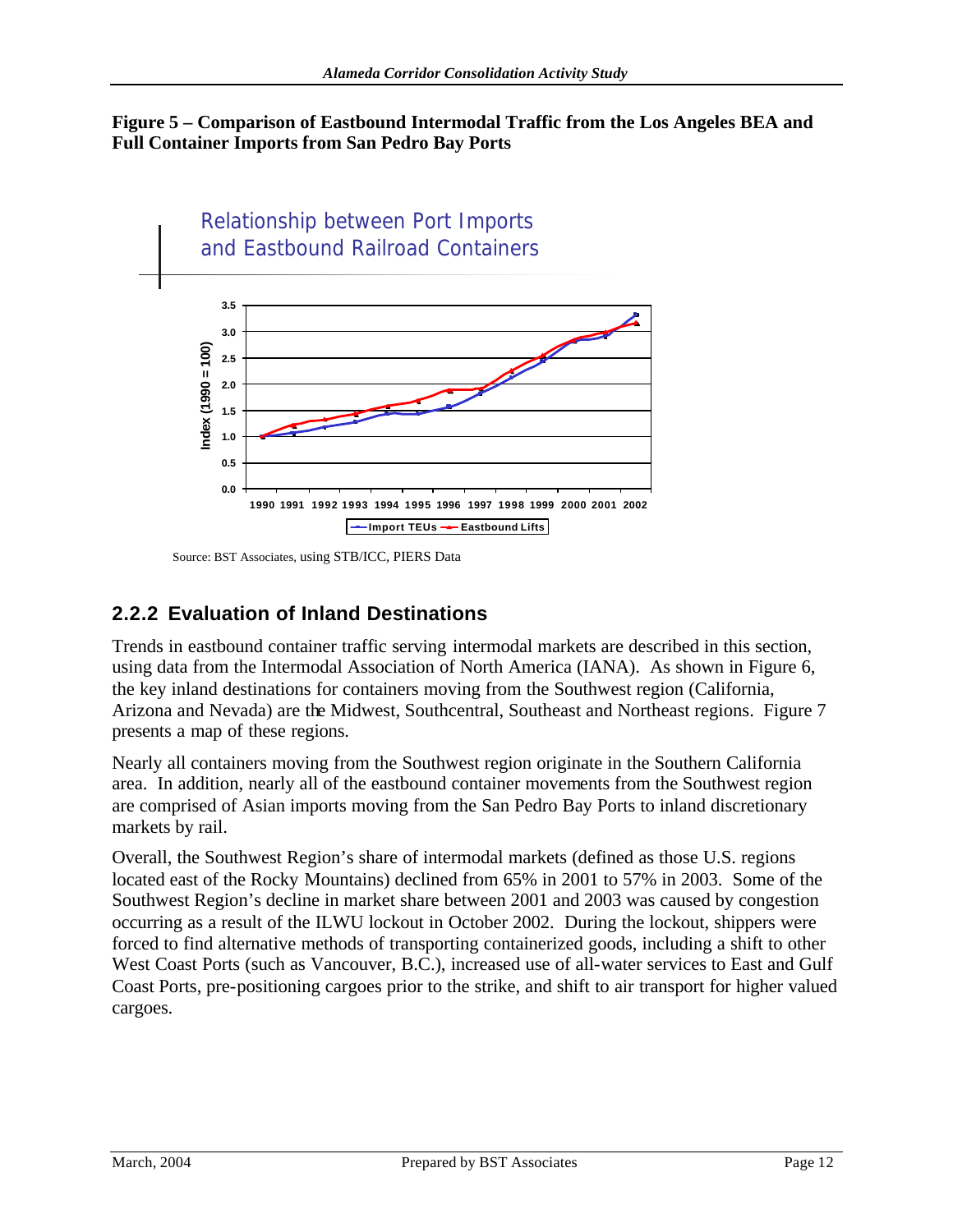**Figure 5 – Comparison of Eastbound Intermodal Traffic from the Los Angeles BEA and Full Container Imports from San Pedro Bay Ports**

Source: BST Associates, using STB/ICC, PIERS Data

### 2.2.2 Evaluation of Inland Destinations

Trends in eastbound container traffic serving intermodal markets are described in this section, using data from the Intermodal Association of North America (IANA). As shown in Figure 6, the key inland destinations for containers moving from the Southwest region (California, Arizona and Nevada) are the Midwest, Southcentral, Southeast and Northeast regions. Figure 7 presents a map of these regions.

Nearly all containers moving from the Southwest region originate in the Southern California area. In addition, nearly all of the eastbound container movements from the Southwest region are comprised of Asian imports moving from the San Pedro Bay Ports to inland discretionary markets by rail.

Overall, the Southwest Region's share of intermodal markets (defined as those U.S. regions located east of the Rocky Mountains) declined from 65% in 2001 to 57% in 2003. Some of the Southwest Region's decline in market share between 2001 and 2003 was caused by congestion occurring as a result of the ILWU lockout in October 2002. During the lockout, shippers were forced to find alternative methods of transporting containerized goods, including a shift to other West Coast Ports (such as Vancouver, B.C.), increased use of all-water services to East and Gulf Coast Ports, pre-positioning cargoes prior to the strike, and shift to air transport for higher valued cargoes.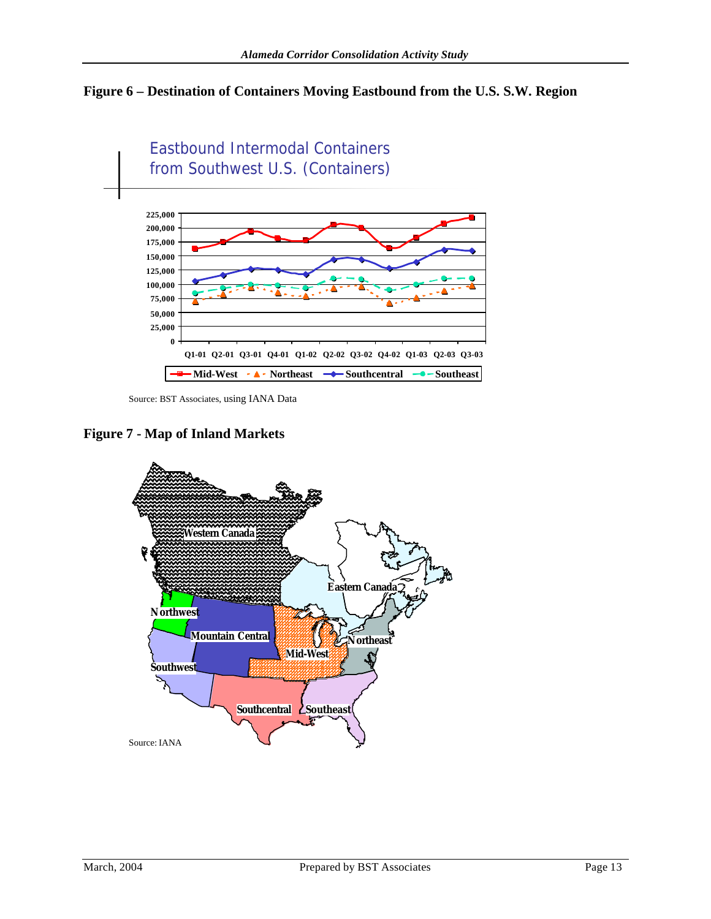## Figure 6 – Destination of Containers Moving Eastbound from the U.S. S.W. Region

Eastbound Intermodal Containers from Southwest U.S. (Containers)

Source: BST Associates, using IANA Data

## Figure 7 - Map of Inland Markets

Source: IANA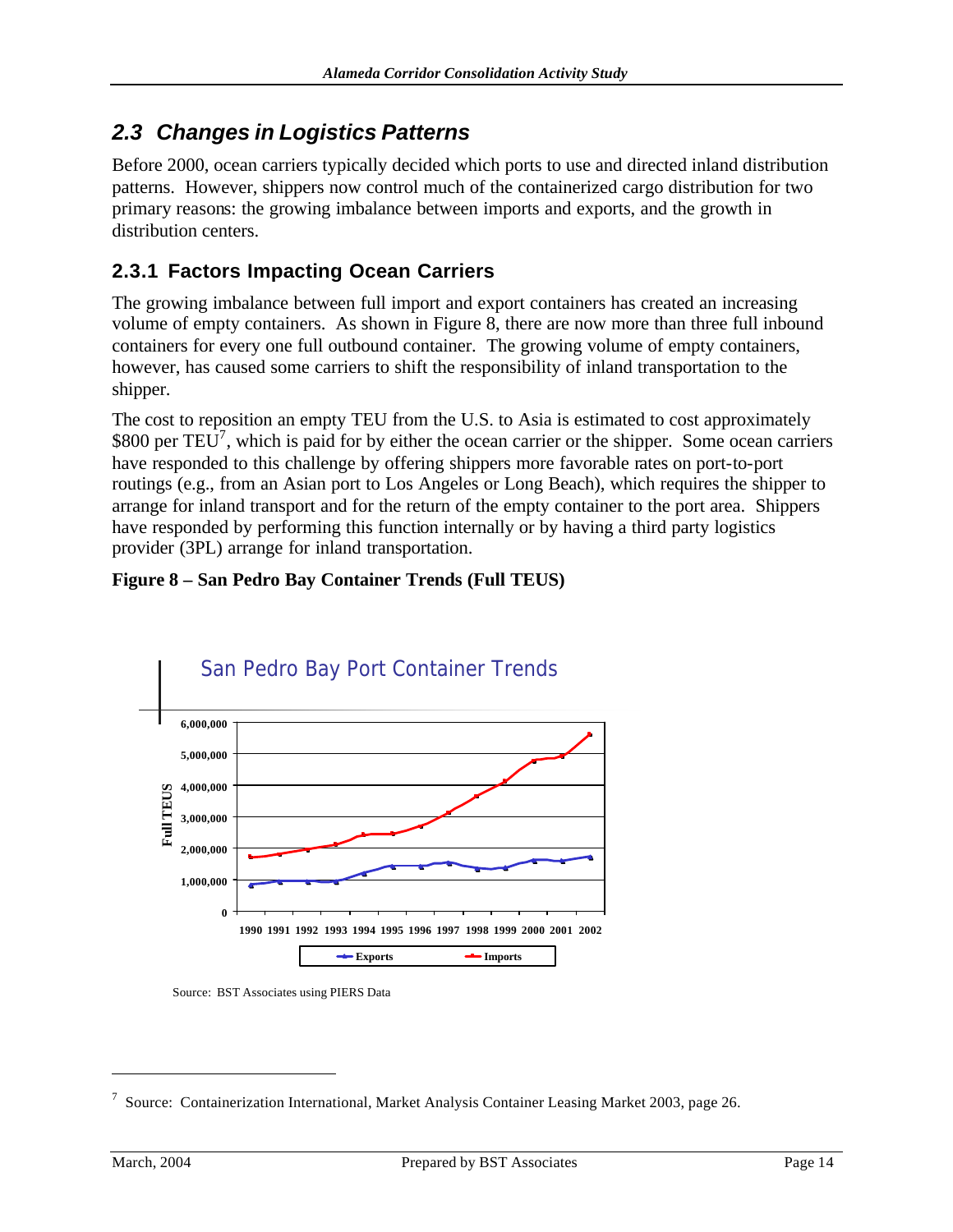## 2.3 Changes in Logistics Patterns

Before 2000, ocean carriers typically decided which ports to use and directed inland distribution patterns. However, shippers now control much of the containerized cargo distribution for two primary reasons: the growing imbalance between imports and exports, and the growth in distribution centers.

### 2.3.1 Factors Impacting Ocean Carriers

The growing imbalance between full import and export containers has created an increasing volume of empty containers. As shown in Figure 8, there are now more than three full inbound containers for every one full outbound container. The growing volume of empty containers, however, has caused some carriers to shift the responsibility of inland transportation to the shipper.

The cost to reposition an empty TEU from the U.S. to Asia is estimated to cost approximately \$800 per TEU[7], which is paid for by either the ocean carrier or the shipper. Some ocean carriers have responded to this challenge by offering shippers more favorable rates on port-to-port routings (e.g., from an Asian port to Los Angeles or Long Beach), which requires the shipper to arrange for inland transport and for the return of the empty container to the port area. Shippers have responded by performing this function internally or by having a third party logistics provider (3PL) arrange for inland transportation.

**Figure 8 – San Pedro Bay Container Trends (Full TEUS)**

Source: BST Associates using PIERS Data

[7] Source: Containerization International, Market Analysis Container Leasing Market 2003, page 26.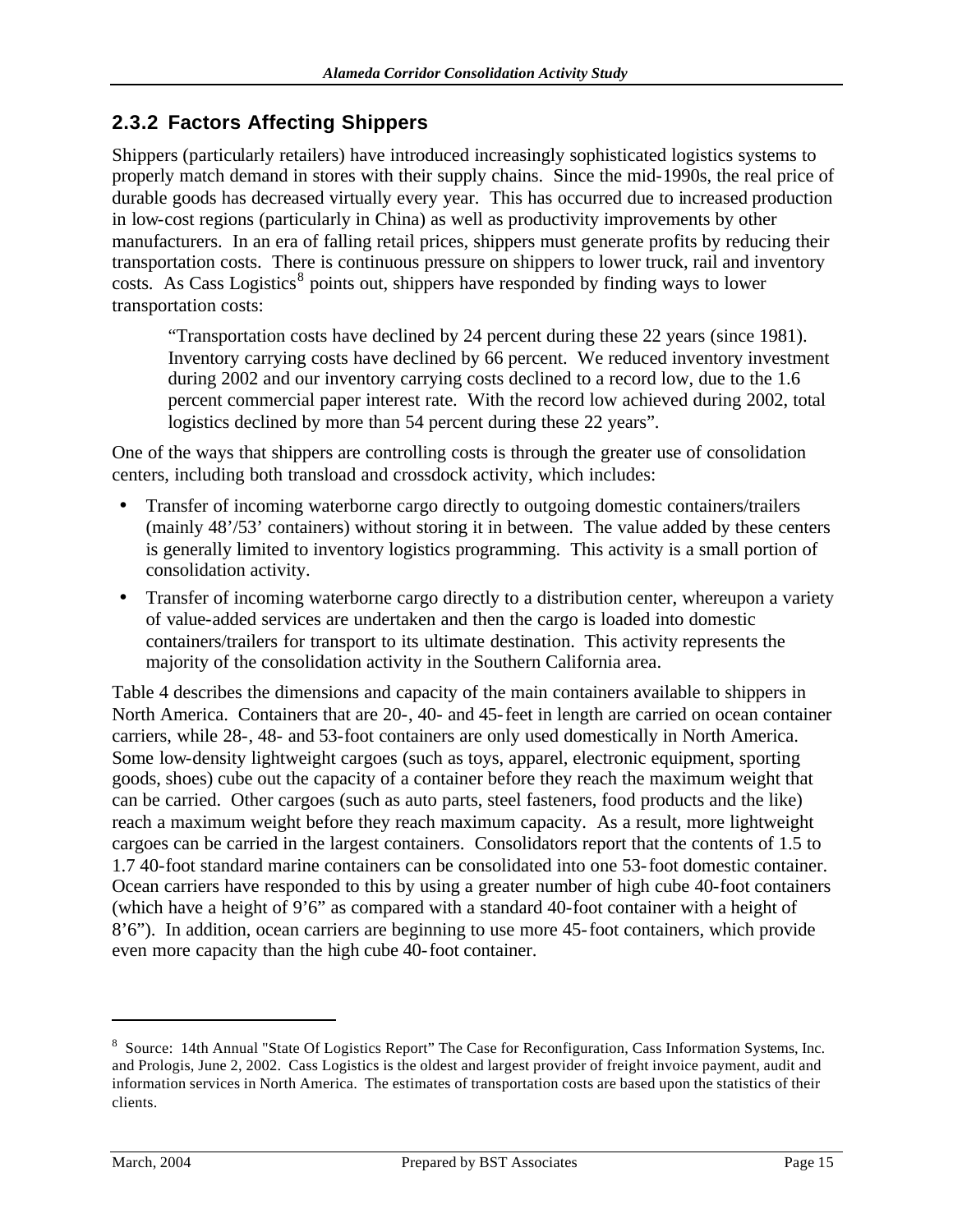## 2.3.2 Factors Affecting Shippers

Shippers (particularly retailers) have introduced increasingly sophisticated logistics systems to properly match demand in stores with their supply chains. Since the mid-1990s, the real price of durable goods has decreased virtually every year. This has occurred due to increased production in low-cost regions (particularly in China) as well as productivity improvements by other manufacturers. In an era of falling retail prices, shippers must generate profits by reducing their transportation costs. There is continuous pressure on shippers to lower truck, rail and inventory costs. As Cass Logistics[8] points out, shippers have responded by finding ways to lower transportation costs:

> "Transportation costs have declined by 24 percent during these 22 years (since 1981). Inventory carrying costs have declined by 66 percent. We reduced inventory investment during 2002 and our inventory carrying costs declined to a record low, due to the 1.6 percent commercial paper interest rate. With the record low achieved during 2002, total logistics declined by more than 54 percent during these 22 years".

One of the ways that shippers are controlling costs is through the greater use of consolidation centers, including both transload and crossdock activity, which includes:

- Transfer of incoming waterborne cargo directly to outgoing domestic containers/trailers (mainly 48'/53' containers) without storing it in between. The value added by these centers is generally limited to inventory logistics programming. This activity is a small portion of consolidation activity.
- Transfer of incoming waterborne cargo directly to a distribution center, whereupon a variety of value-added services are undertaken and then the cargo is loaded into domestic containers/trailers for transport to its ultimate destination. This activity represents the majority of the consolidation activity in the Southern California area.

Table 4 describes the dimensions and capacity of the main containers available to shippers in North America. Containers that are 20-, 40- and 45-feet in length are carried on ocean container carriers, while 28-, 48- and 53-foot containers are only used domestically in North America. Some low-density lightweight cargoes (such as toys, apparel, electronic equipment, sporting goods, shoes) cube out the capacity of a container before they reach the maximum weight that can be carried. Other cargoes (such as auto parts, steel fasteners, food products and the like) reach a maximum weight before they reach maximum capacity. As a result, more lightweight cargoes can be carried in the largest containers. Consolidators report that the contents of 1.5 to 1.7 40-foot standard marine containers can be consolidated into one 53-foot domestic container. Ocean carriers have responded to this by using a greater number of high cube 40-foot containers (which have a height of 9'6" as compared with a standard 40-foot container with a height of 8'6"). In addition, ocean carriers are beginning to use more 45-foot containers, which provide even more capacity than the high cube 40-foot container.

---

[8] Source: 14th Annual "State Of Logistics Report" The Case for Reconfiguration, Cass Information Systems, Inc. and Prologis, June 2, 2002. Cass Logistics is the oldest and largest provider of freight invoice payment, audit and information services in North America. The estimates of transportation costs are based upon the statistics of their clients.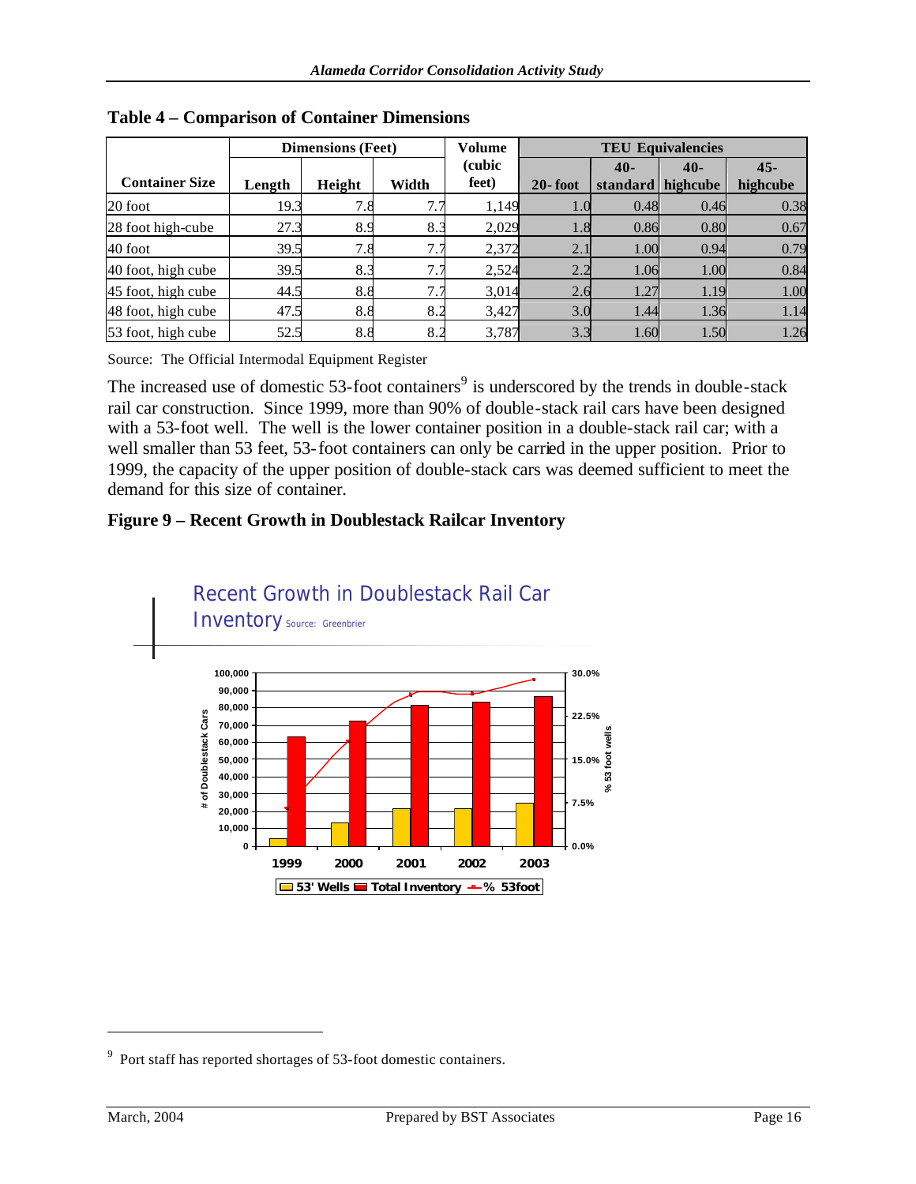## Table 4 – Comparison of Container Dimensions

| Container Size | Dimensions (Feet) | | | Volume (cubic feet) | TEU Equivalencies | | | |
|---|---|---|---|---|---|---|---|---|
| | Length | Height | Width | | 20-foot | 40-standard | 40-highcube | 45-highcube |
| 20 foot | 19.3 | 7.8 | 7.7 | 1,149 | 1.0 | 0.48 | 0.46 | 0.38 |
| 28 foot high-cube | 27.3 | 8.9 | 8.3 | 2,029 | 1.8 | 0.86 | 0.80 | 0.67 |
| 40 foot | 39.5 | 7.8 | 7.7 | 2,372 | 2.1 | 1.00 | 0.94 | 0.79 |
| 40 foot, high cube | 39.5 | 8.3 | 7.7 | 2,524 | 2.2 | 1.06 | 1.00 | 0.84 |
| 45 foot, high cube | 44.5 | 8.8 | 7.7 | 3,014 | 2.6 | 1.27 | 1.19 | 1.00 |
| 48 foot, high cube | 47.5 | 8.8 | 8.2 | 3,427 | 3.0 | 1.44 | 1.36 | 1.14 |
| 53 foot, high cube | 52.5 | 8.8 | 8.2 | 3,787 | 3.3 | 1.60 | 1.50 | 1.26 |

Source: The Official Intermodal Equipment Register

The increased use of domestic 53-foot containers[9] is underscored by the trends in double-stack rail car construction. Since 1999, more than 90% of double-stack rail cars have been designed with a 53-foot well. The well is the lower container position in a double-stack rail car; with a well smaller than 53 feet, 53-foot containers can only be carried in the upper position. Prior to 1999, the capacity of the upper position of double-stack cars was deemed sufficient to meet the demand for this size of container.

### Figure 9 – Recent Growth in Doublestack Railcar Inventory

Recent Growth in Doublestack Rail Car Inventory Source: Greenbrier

[9] Port staff has reported shortages of 53-foot domestic containers.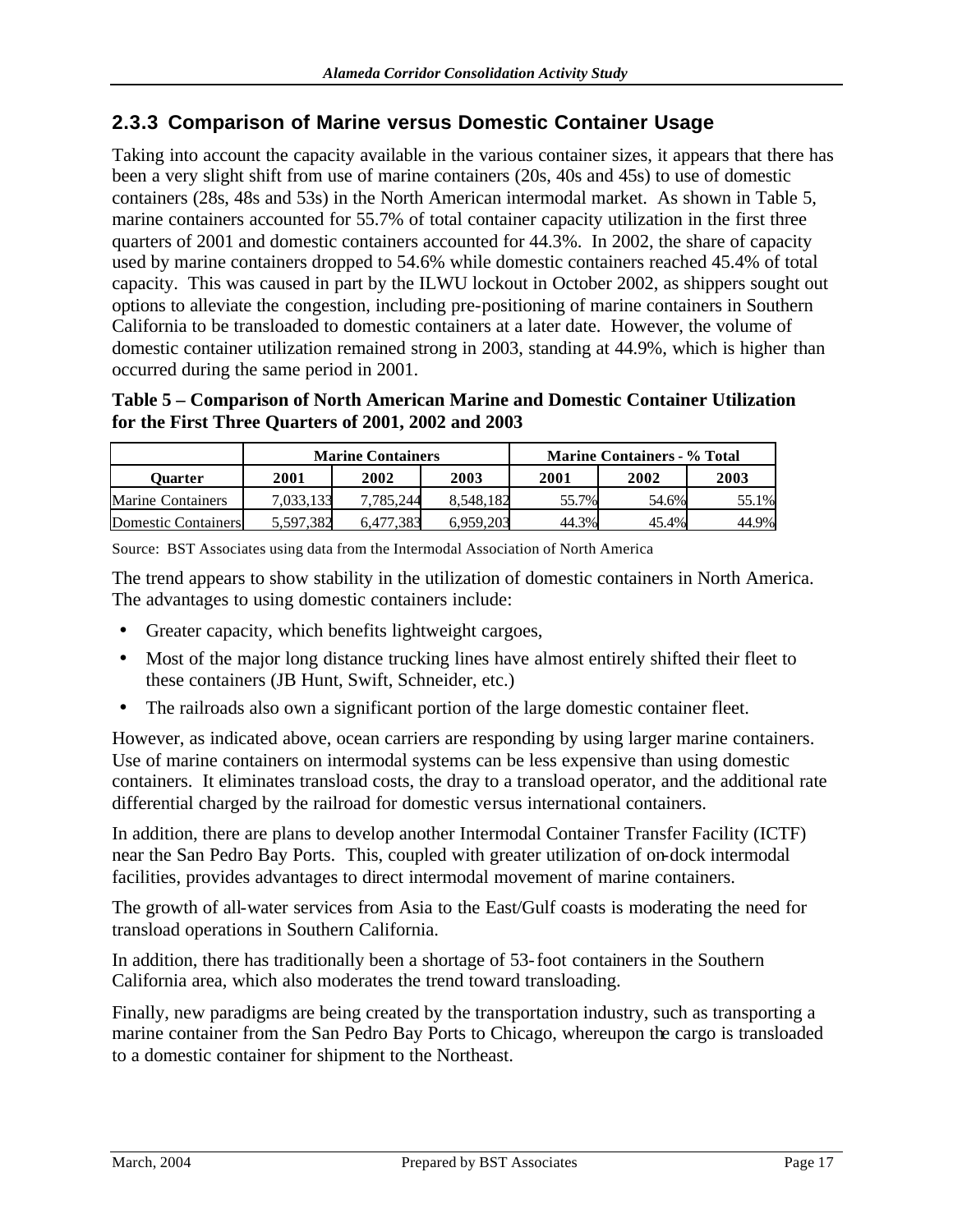### 2.3.3 Comparison of Marine versus Domestic Container Usage

Taking into account the capacity available in the various container sizes, it appears that there has been a very slight shift from use of marine containers (20s, 40s and 45s) to use of domestic containers (28s, 48s and 53s) in the North American intermodal market. As shown in Table 5, marine containers accounted for 55.7% of total container capacity utilization in the first three quarters of 2001 and domestic containers accounted for 44.3%. In 2002, the share of capacity used by marine containers dropped to 54.6% while domestic containers reached 45.4% of total capacity. This was caused in part by the ILWU lockout in October 2002, as shippers sought out options to alleviate the congestion, including pre-positioning of marine containers in Southern California to be transloaded to domestic containers at a later date. However, the volume of domestic container utilization remained strong in 2003, standing at 44.9%, which is higher than occurred during the same period in 2001.

**Table 5 – Comparison of North American Marine and Domestic Container Utilization for the First Three Quarters of 2001, 2002 and 2003**

| | Marine Containers | | | Marine Containers - % Total | | |
|---|---|---|---|---|---|---|
| **Quarter** | **2001** | **2002** | **2003** | **2001** | **2002** | **2003** |
| Marine Containers | 7,033,133 | 7,785,244 | 8,548,182 | 55.7% | 54.6% | 55.1% |
| Domestic Containers | 5,597,382 | 6,477,383 | 6,959,203 | 44.3% | 45.4% | 44.9% |

Source: BST Associates using data from the Intermodal Association of North America

The trend appears to show stability in the utilization of domestic containers in North America. The advantages to using domestic containers include:

- Greater capacity, which benefits lightweight cargoes,
- Most of the major long distance trucking lines have almost entirely shifted their fleet to these containers (JB Hunt, Swift, Schneider, etc.)
- The railroads also own a significant portion of the large domestic container fleet.

However, as indicated above, ocean carriers are responding by using larger marine containers. Use of marine containers on intermodal systems can be less expensive than using domestic containers. It eliminates transload costs, the dray to a transload operator, and the additional rate differential charged by the railroad for domestic versus international containers.

In addition, there are plans to develop another Intermodal Container Transfer Facility (ICTF) near the San Pedro Bay Ports. This, coupled with greater utilization of on-dock intermodal facilities, provides advantages to direct intermodal movement of marine containers.

The growth of all-water services from Asia to the East/Gulf coasts is moderating the need for transload operations in Southern California.

In addition, there has traditionally been a shortage of 53-foot containers in the Southern California area, which also moderates the trend toward transloading.

Finally, new paradigms are being created by the transportation industry, such as transporting a marine container from the San Pedro Bay Ports to Chicago, whereupon the cargo is transloaded to a domestic container for shipment to the Northeast.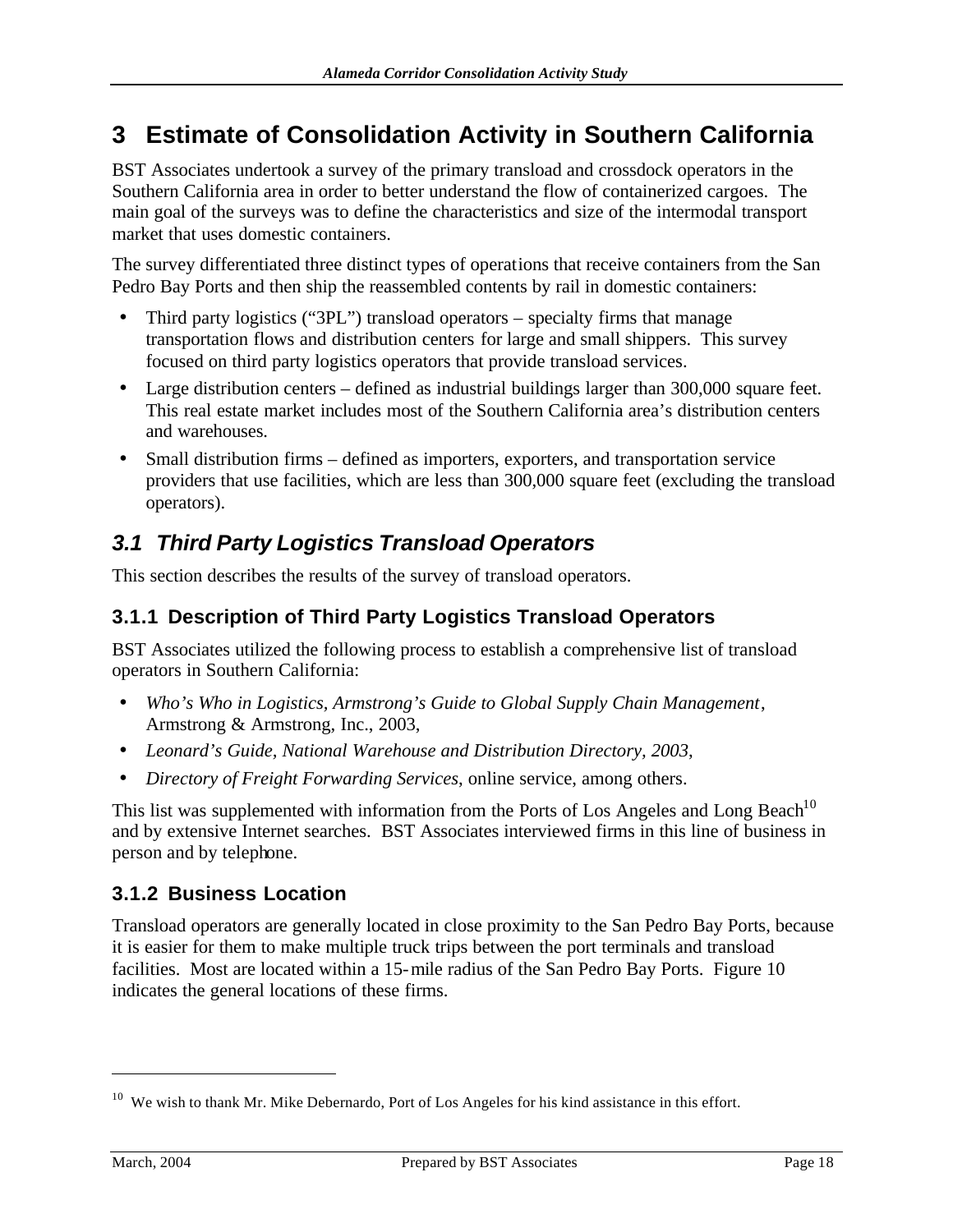# 3 Estimate of Consolidation Activity in Southern California

BST Associates undertook a survey of the primary transload and crossdock operators in the Southern California area in order to better understand the flow of containerized cargoes. The main goal of the surveys was to define the characteristics and size of the intermodal transport market that uses domestic containers.

The survey differentiated three distinct types of operations that receive containers from the San Pedro Bay Ports and then ship the reassembled contents by rail in domestic containers:

- Third party logistics ("3PL") transload operators – specialty firms that manage transportation flows and distribution centers for large and small shippers. This survey focused on third party logistics operators that provide transload services.
- Large distribution centers – defined as industrial buildings larger than 300,000 square feet. This real estate market includes most of the Southern California area's distribution centers and warehouses.
- Small distribution firms – defined as importers, exporters, and transportation service providers that use facilities, which are less than 300,000 square feet (excluding the transload operators).

## 3.1 Third Party Logistics Transload Operators

This section describes the results of the survey of transload operators.

### 3.1.1 Description of Third Party Logistics Transload Operators

BST Associates utilized the following process to establish a comprehensive list of transload operators in Southern California:

- *Who's Who in Logistics, Armstrong's Guide to Global Supply Chain Management*, Armstrong & Armstrong, Inc., 2003,
- *Leonard's Guide, National Warehouse and Distribution Directory, 2003*,
- *Directory of Freight Forwarding Services*, online service, among others.

This list was supplemented with information from the Ports of Los Angeles and Long Beach[10] and by extensive Internet searches. BST Associates interviewed firms in this line of business in person and by telephone.

### 3.1.2 Business Location

Transload operators are generally located in close proximity to the San Pedro Bay Ports, because it is easier for them to make multiple truck trips between the port terminals and transload facilities. Most are located within a 15-mile radius of the San Pedro Bay Ports. Figure 10 indicates the general locations of these firms.

[10] We wish to thank Mr. Mike Debernardo, Port of Los Angeles for his kind assistance in this effort.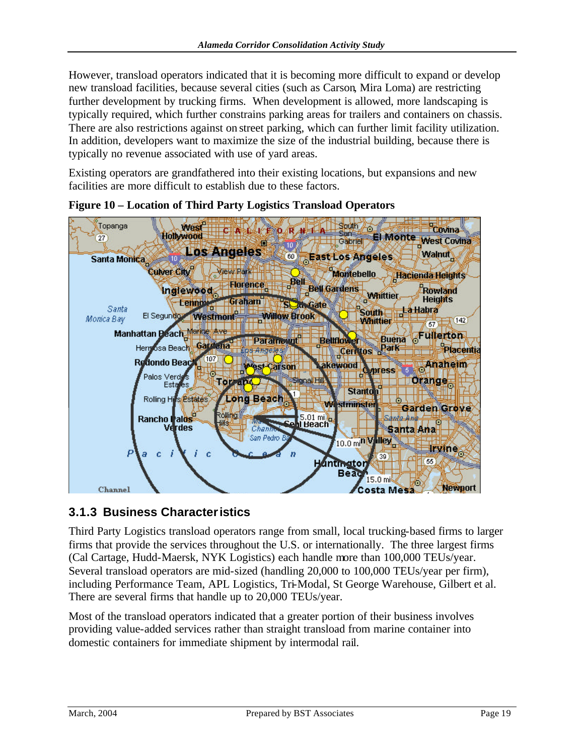However, transload operators indicated that it is becoming more difficult to expand or develop new transload facilities, because several cities (such as Carson, Mira Loma) are restricting further development by trucking firms. When development is allowed, more landscaping is typically required, which further constrains parking areas for trailers and containers on chassis. There are also restrictions against on street parking, which can further limit facility utilization. In addition, developers want to maximize the size of the industrial building, because there is typically no revenue associated with use of yard areas.

Existing operators are grandfathered into their existing locations, but expansions and new facilities are more difficult to establish due to these factors.

**Figure 10 – Location of Third Party Logistics Transload Operators**

### 3.1.3 Business Characteristics

Third Party Logistics transload operators range from small, local trucking-based firms to larger firms that provide the services throughout the U.S. or internationally. The three largest firms (Cal Cartage, Hudd-Maersk, NYK Logistics) each handle more than 100,000 TEUs/year. Several transload operators are mid-sized (handling 20,000 to 100,000 TEUs/year per firm), including Performance Team, APL Logistics, Tri-Modal, St George Warehouse, Gilbert et al. There are several firms that handle up to 20,000 TEUs/year.

Most of the transload operators indicated that a greater portion of their business involves providing value-added services rather than straight transload from marine container into domestic containers for immediate shipment by intermodal rail.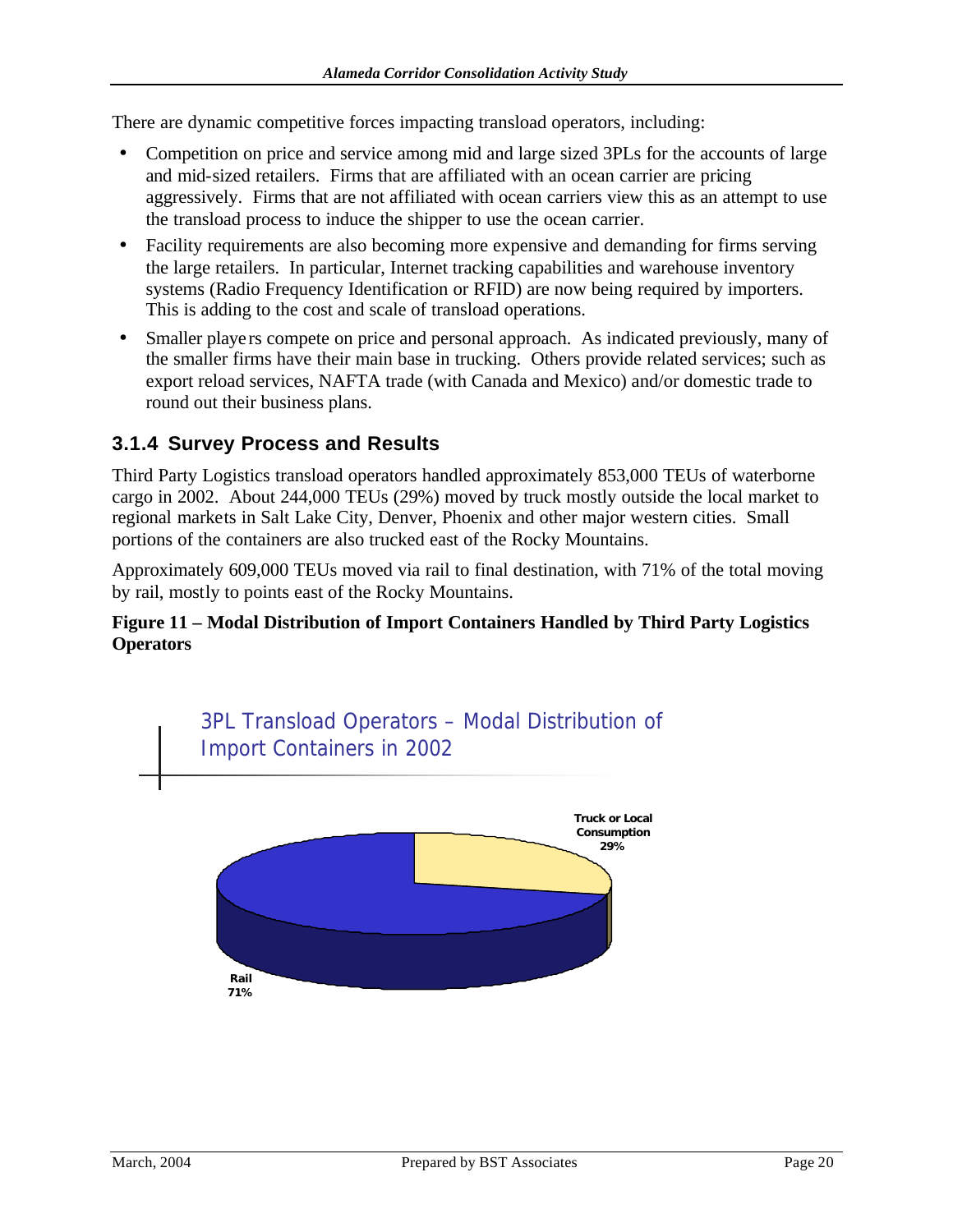There are dynamic competitive forces impacting transload operators, including:

- Competition on price and service among mid and large sized 3PLs for the accounts of large and mid-sized retailers. Firms that are affiliated with an ocean carrier are pricing aggressively. Firms that are not affiliated with ocean carriers view this as an attempt to use the transload process to induce the shipper to use the ocean carrier.
- Facility requirements are also becoming more expensive and demanding for firms serving the large retailers. In particular, Internet tracking capabilities and warehouse inventory systems (Radio Frequency Identification or RFID) are now being required by importers. This is adding to the cost and scale of transload operations.
- Smaller players compete on price and personal approach. As indicated previously, many of the smaller firms have their main base in trucking. Others provide related services; such as export reload services, NAFTA trade (with Canada and Mexico) and/or domestic trade to round out their business plans.

### 3.1.4 Survey Process and Results

Third Party Logistics transload operators handled approximately 853,000 TEUs of waterborne cargo in 2002. About 244,000 TEUs (29%) moved by truck mostly outside the local market to regional markets in Salt Lake City, Denver, Phoenix and other major western cities. Small portions of the containers are also trucked east of the Rocky Mountains.

Approximately 609,000 TEUs moved via rail to final destination, with 71% of the total moving by rail, mostly to points east of the Rocky Mountains.

**Figure 11 – Modal Distribution of Import Containers Handled by Third Party Logistics Operators**

3PL Transload Operators – Modal Distribution of Import Containers in 2002

| Mode | Share |
|---|---|
| Truck or Local Consumption | 29% |
| Rail | 71% |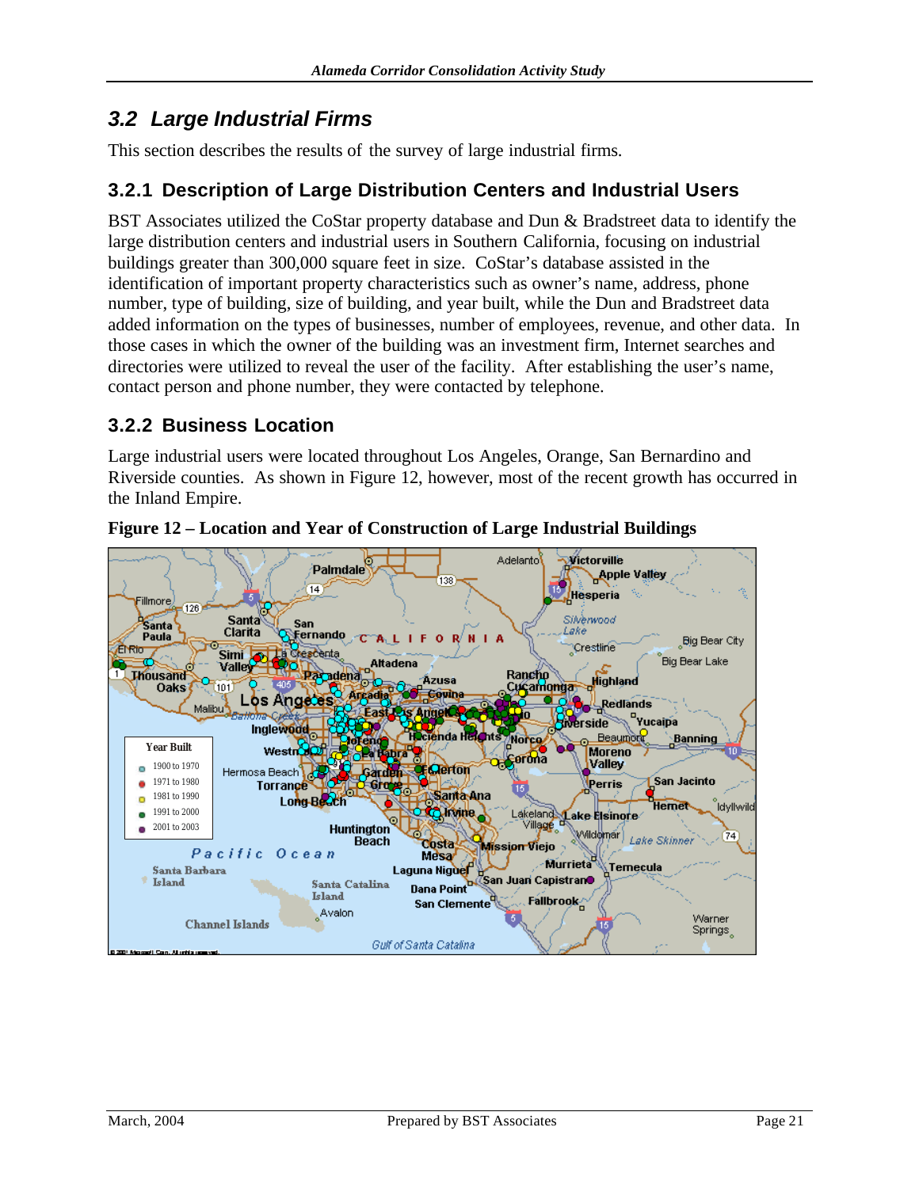## 3.2 Large Industrial Firms

This section describes the results of the survey of large industrial firms.

### 3.2.1 Description of Large Distribution Centers and Industrial Users

BST Associates utilized the CoStar property database and Dun & Bradstreet data to identify the large distribution centers and industrial users in Southern California, focusing on industrial buildings greater than 300,000 square feet in size. CoStar's database assisted in the identification of important property characteristics such as owner's name, address, phone number, type of building, size of building, and year built, while the Dun and Bradstreet data added information on the types of businesses, number of employees, revenue, and other data. In those cases in which the owner of the building was an investment firm, Internet searches and directories were utilized to reveal the user of the facility. After establishing the user's name, contact person and phone number, they were contacted by telephone.

### 3.2.2 Business Location

Large industrial users were located throughout Los Angeles, Orange, San Bernardino and Riverside counties. As shown in Figure 12, however, most of the recent growth has occurred in the Inland Empire.

**Figure 12 – Location and Year of Construction of Large Industrial Buildings**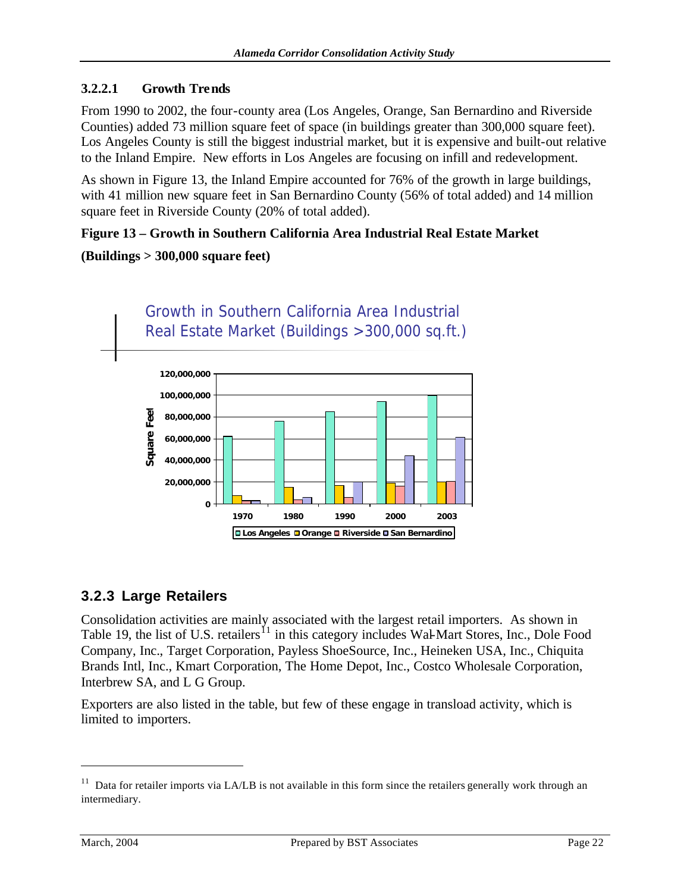#### 3.2.2.1 Growth Trends

From 1990 to 2002, the four-county area (Los Angeles, Orange, San Bernardino and Riverside Counties) added 73 million square feet of space (in buildings greater than 300,000 square feet). Los Angeles County is still the biggest industrial market, but it is expensive and built-out relative to the Inland Empire. New efforts in Los Angeles are focusing on infill and redevelopment.

As shown in Figure 13, the Inland Empire accounted for 76% of the growth in large buildings, with 41 million new square feet in San Bernardino County (56% of total added) and 14 million square feet in Riverside County (20% of total added).

**Figure 13 – Growth in Southern California Area Industrial Real Estate Market**

**(Buildings > 300,000 square feet)**

Growth in Southern California Area Industrial Real Estate Market (Buildings >300,000 sq.ft.)

### 3.2.3 Large Retailers

Consolidation activities are mainly associated with the largest retail importers. As shown in Table 19, the list of U.S. retailers[11] in this category includes Wal-Mart Stores, Inc., Dole Food Company, Inc., Target Corporation, Payless ShoeSource, Inc., Heineken USA, Inc., Chiquita Brands Intl, Inc., Kmart Corporation, The Home Depot, Inc., Costco Wholesale Corporation, Interbrew SA, and L G Group.

Exporters are also listed in the table, but few of these engage in transload activity, which is limited to importers.

[11] Data for retailer imports via LA/LB is not available in this form since the retailers generally work through an intermediary.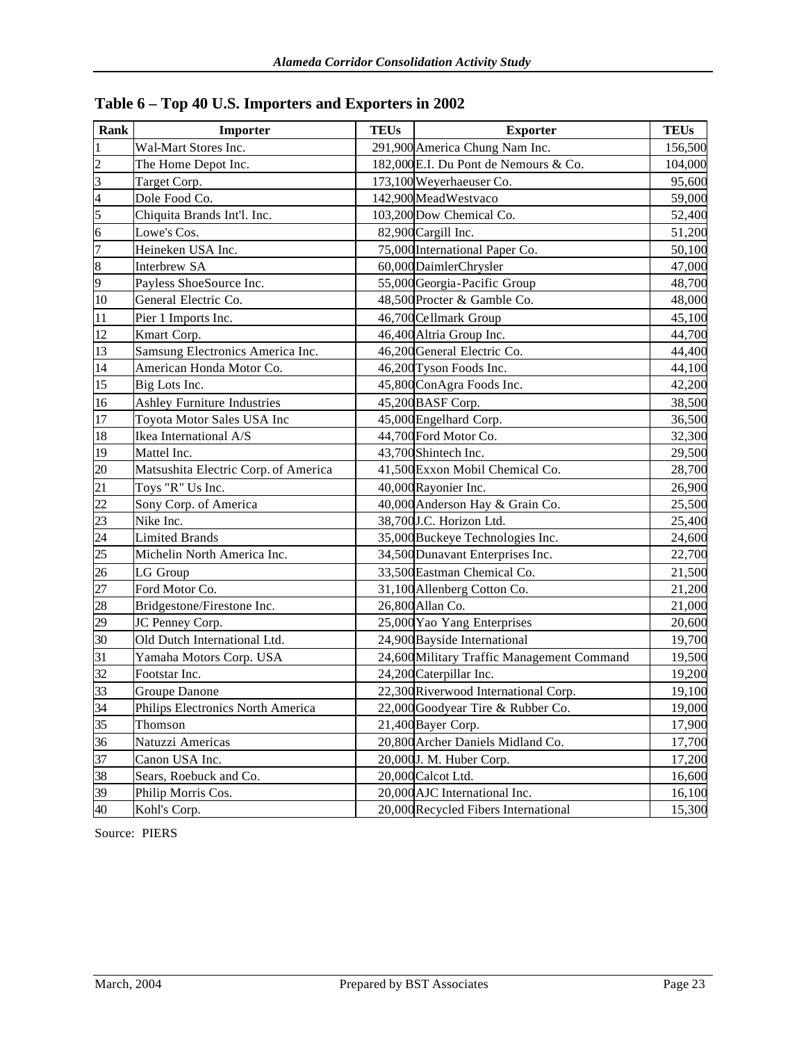## Table 6 – Top 40 U.S. Importers and Exporters in 2002

| Rank | Importer | TEUs | Exporter | TEUs |
|---|---|---|---|---|
| 1 | Wal-Mart Stores Inc. | 291,900 | America Chung Nam Inc. | 156,500 |
| 2 | The Home Depot Inc. | 182,000 | E.I. Du Pont de Nemours & Co. | 104,000 |
| 3 | Target Corp. | 173,100 | Weyerhaeuser Co. | 95,600 |
| 4 | Dole Food Co. | 142,900 | MeadWestvaco | 59,000 |
| 5 | Chiquita Brands Int'l. Inc. | 103,200 | Dow Chemical Co. | 52,400 |
| 6 | Lowe's Cos. | 82,900 | Cargill Inc. | 51,200 |
| 7 | Heineken USA Inc. | 75,000 | International Paper Co. | 50,100 |
| 8 | Interbrew SA | 60,000 | DaimlerChrysler | 47,000 |
| 9 | Payless ShoeSource Inc. | 55,000 | Georgia-Pacific Group | 48,700 |
| 10 | General Electric Co. | 48,500 | Procter & Gamble Co. | 48,000 |
| 11 | Pier 1 Imports Inc. | 46,700 | Cellmark Group | 45,100 |
| 12 | Kmart Corp. | 46,400 | Altria Group Inc. | 44,700 |
| 13 | Samsung Electronics America Inc. | 46,200 | General Electric Co. | 44,400 |
| 14 | American Honda Motor Co. | 46,200 | Tyson Foods Inc. | 44,100 |
| 15 | Big Lots Inc. | 45,800 | ConAgra Foods Inc. | 42,200 |
| 16 | Ashley Furniture Industries | 45,200 | BASF Corp. | 38,500 |
| 17 | Toyota Motor Sales USA Inc | 45,000 | Engelhard Corp. | 36,500 |
| 18 | Ikea International A/S | 44,700 | Ford Motor Co. | 32,300 |
| 19 | Mattel Inc. | 43,700 | Shintech Inc. | 29,500 |
| 20 | Matsushita Electric Corp. of America | 41,500 | Exxon Mobil Chemical Co. | 28,700 |
| 21 | Toys "R" Us Inc. | 40,000 | Rayonier Inc. | 26,900 |
| 22 | Sony Corp. of America | 40,000 | Anderson Hay & Grain Co. | 25,500 |
| 23 | Nike Inc. | 38,700 | J.C. Horizon Ltd. | 25,400 |
| 24 | Limited Brands | 35,000 | Buckeye Technologies Inc. | 24,600 |
| 25 | Michelin North America Inc. | 34,500 | Dunavant Enterprises Inc. | 22,700 |
| 26 | LG Group | 33,500 | Eastman Chemical Co. | 21,500 |
| 27 | Ford Motor Co. | 31,100 | Allenberg Cotton Co. | 21,200 |
| 28 | Bridgestone/Firestone Inc. | 26,800 | Allan Co. | 21,000 |
| 29 | JC Penney Corp. | 25,000 | Yao Yang Enterprises | 20,600 |
| 30 | Old Dutch International Ltd. | 24,900 | Bayside International | 19,700 |
| 31 | Yamaha Motors Corp. USA | 24,600 | Military Traffic Management Command | 19,500 |
| 32 | Footstar Inc. | 24,200 | Caterpillar Inc. | 19,200 |
| 33 | Groupe Danone | 22,300 | Riverwood International Corp. | 19,100 |
| 34 | Philips Electronics North America | 22,000 | Goodyear Tire & Rubber Co. | 19,000 |
| 35 | Thomson | 21,400 | Bayer Corp. | 17,900 |
| 36 | Natuzzi Americas | 20,800 | Archer Daniels Midland Co. | 17,700 |
| 37 | Canon USA Inc. | 20,000 | J. M. Huber Corp. | 17,200 |
| 38 | Sears, Roebuck and Co. | 20,000 | Calcot Ltd. | 16,600 |
| 39 | Philip Morris Cos. | 20,000 | AJC International Inc. | 16,100 |
| 40 | Kohl's Corp. | 20,000 | Recycled Fibers International | 15,300 |

Source: PIERS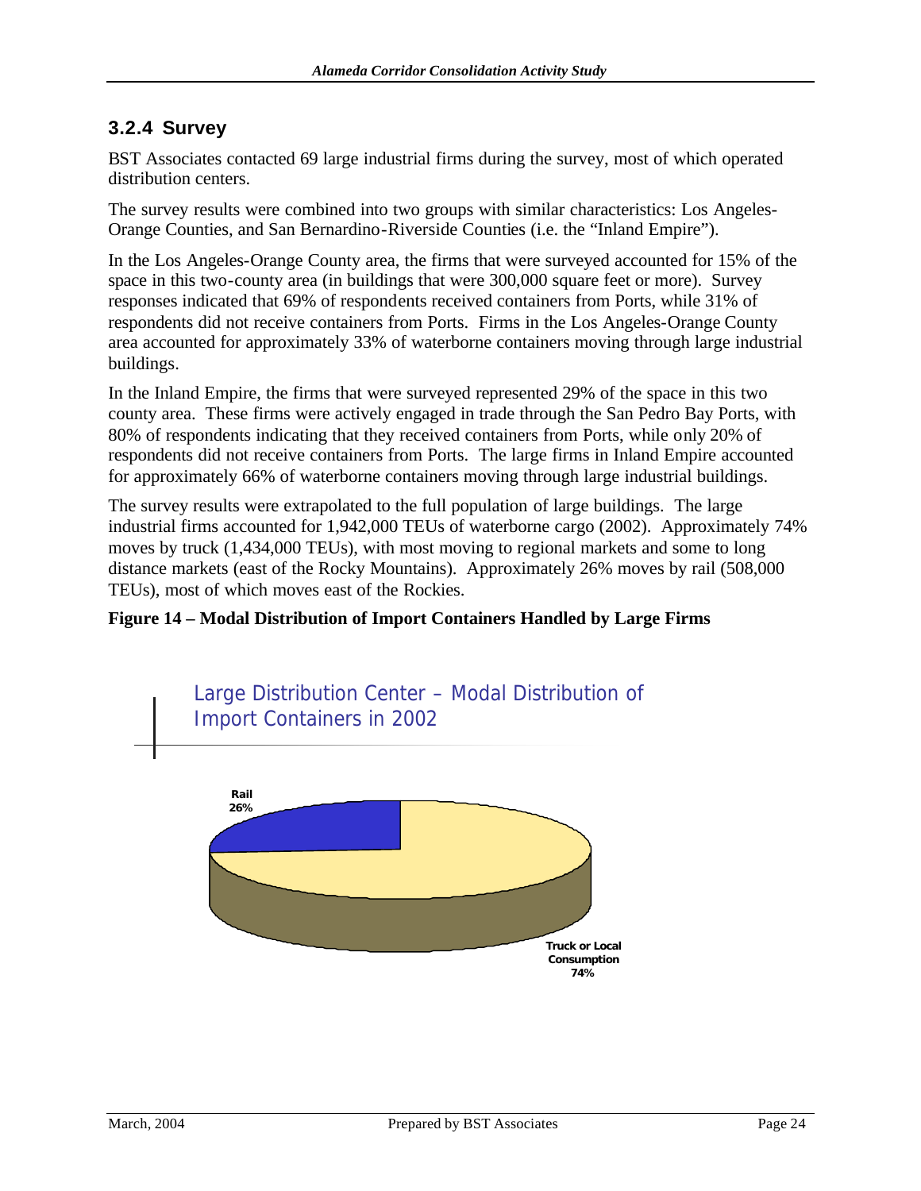### 3.2.4 Survey

BST Associates contacted 69 large industrial firms during the survey, most of which operated distribution centers.

The survey results were combined into two groups with similar characteristics: Los Angeles-Orange Counties, and San Bernardino-Riverside Counties (i.e. the "Inland Empire").

In the Los Angeles-Orange County area, the firms that were surveyed accounted for 15% of the space in this two-county area (in buildings that were 300,000 square feet or more). Survey responses indicated that 69% of respondents received containers from Ports, while 31% of respondents did not receive containers from Ports. Firms in the Los Angeles-Orange County area accounted for approximately 33% of waterborne containers moving through large industrial buildings.

In the Inland Empire, the firms that were surveyed represented 29% of the space in this two county area. These firms were actively engaged in trade through the San Pedro Bay Ports, with 80% of respondents indicating that they received containers from Ports, while only 20% of respondents did not receive containers from Ports. The large firms in Inland Empire accounted for approximately 66% of waterborne containers moving through large industrial buildings.

The survey results were extrapolated to the full population of large buildings. The large industrial firms accounted for 1,942,000 TEUs of waterborne cargo (2002). Approximately 74% moves by truck (1,434,000 TEUs), with most moving to regional markets and some to long distance markets (east of the Rocky Mountains). Approximately 26% moves by rail (508,000 TEUs), most of which moves east of the Rockies.

**Figure 14 – Modal Distribution of Import Containers Handled by Large Firms**

Large Distribution Center – Modal Distribution of Import Containers in 2002

Rail 26%

Truck or Local Consumption 74%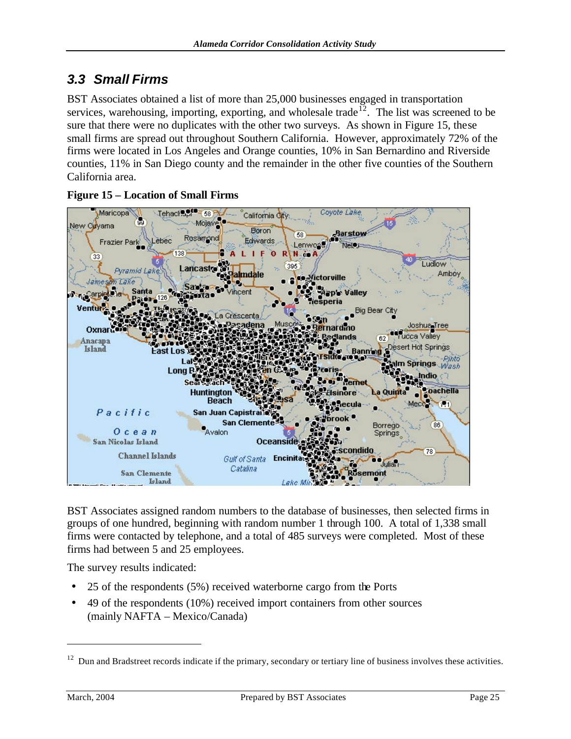## 3.3 Small Firms

BST Associates obtained a list of more than 25,000 businesses engaged in transportation services, warehousing, importing, exporting, and wholesale trade[12]. The list was screened to be sure that there were no duplicates with the other two surveys. As shown in Figure 15, these small firms are spread out throughout Southern California. However, approximately 72% of the firms were located in Los Angeles and Orange counties, 10% in San Bernardino and Riverside counties, 11% in San Diego county and the remainder in the other five counties of the Southern California area.

**Figure 15 – Location of Small Firms**

BST Associates assigned random numbers to the database of businesses, then selected firms in groups of one hundred, beginning with random number 1 through 100. A total of 1,338 small firms were contacted by telephone, and a total of 485 surveys were completed. Most of these firms had between 5 and 25 employees.

The survey results indicated:

- 25 of the respondents (5%) received waterborne cargo from the Ports
- 49 of the respondents (10%) received import containers from other sources (mainly NAFTA – Mexico/Canada)

[12] Dun and Bradstreet records indicate if the primary, secondary or tertiary line of business involves these activities.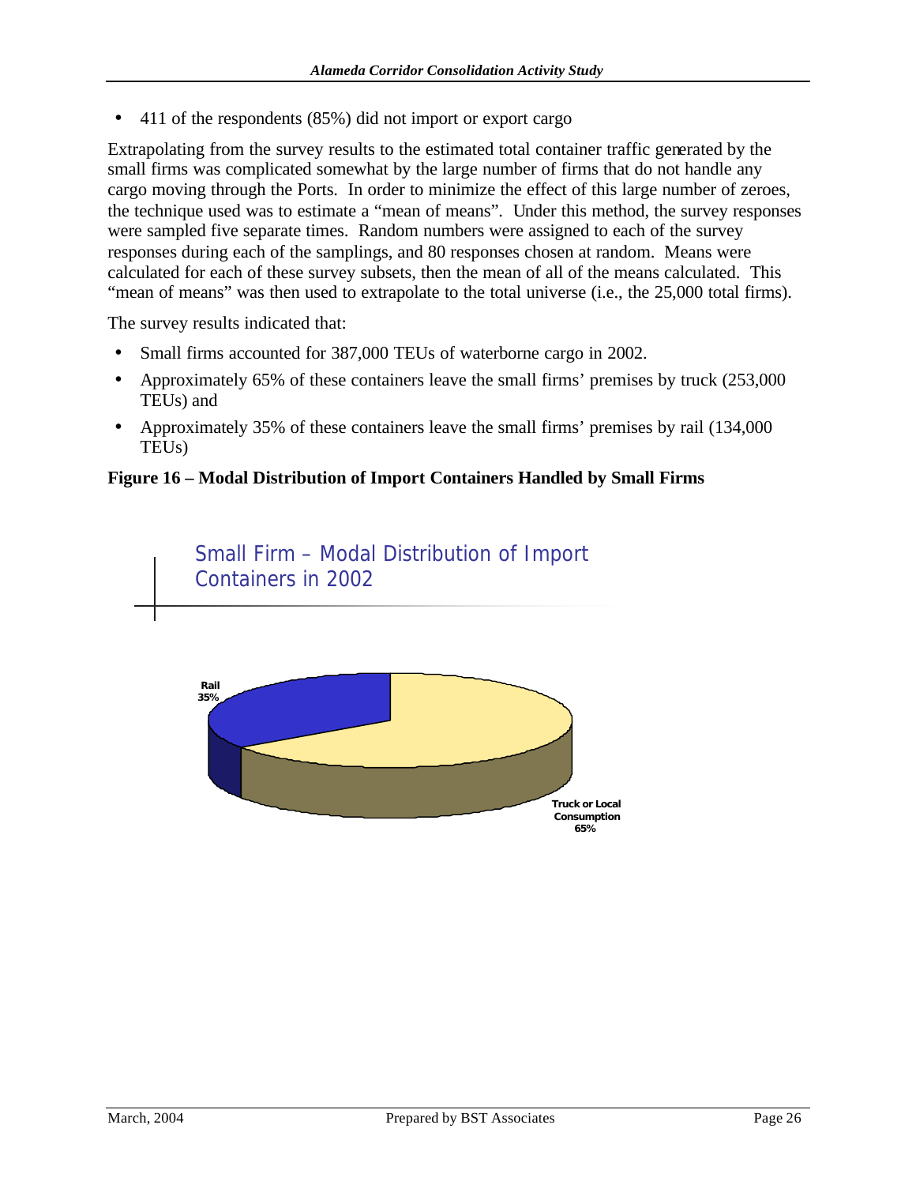- 411 of the respondents (85%) did not import or export cargo

Extrapolating from the survey results to the estimated total container traffic generated by the small firms was complicated somewhat by the large number of firms that do not handle any cargo moving through the Ports. In order to minimize the effect of this large number of zeroes, the technique used was to estimate a "mean of means". Under this method, the survey responses were sampled five separate times. Random numbers were assigned to each of the survey responses during each of the samplings, and 80 responses chosen at random. Means were calculated for each of these survey subsets, then the mean of all of the means calculated. This "mean of means" was then used to extrapolate to the total universe (i.e., the 25,000 total firms).

The survey results indicated that:

- Small firms accounted for 387,000 TEUs of waterborne cargo in 2002.
- Approximately 65% of these containers leave the small firms' premises by truck (253,000 TEUs) and
- Approximately 35% of these containers leave the small firms' premises by rail (134,000 TEUs)

**Figure 16 – Modal Distribution of Import Containers Handled by Small Firms**

Small Firm – Modal Distribution of Import Containers in 2002

Rail 35%

Truck or Local Consumption 65%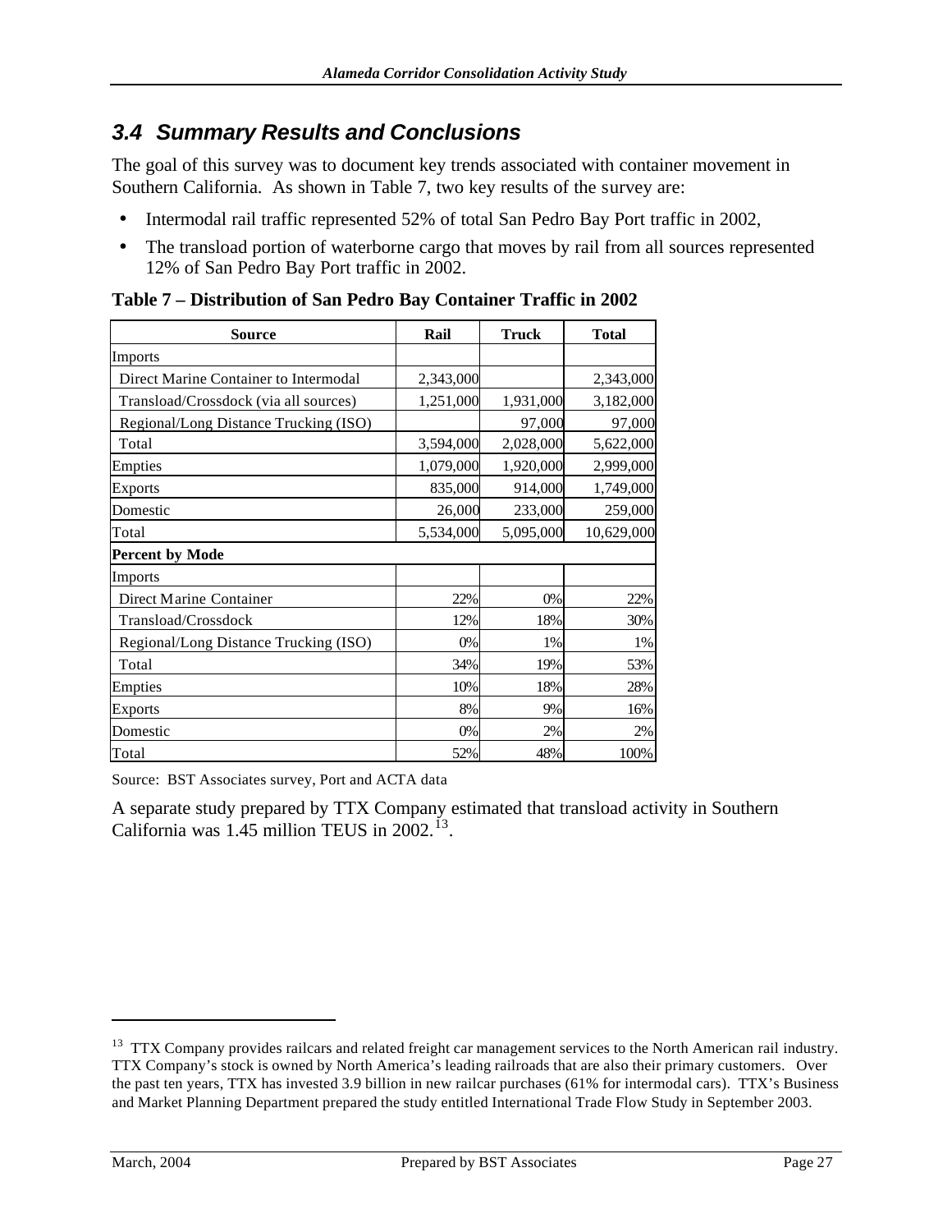## 3.4 Summary Results and Conclusions

The goal of this survey was to document key trends associated with container movement in Southern California. As shown in Table 7, two key results of the survey are:

- Intermodal rail traffic represented 52% of total San Pedro Bay Port traffic in 2002,
- The transload portion of waterborne cargo that moves by rail from all sources represented 12% of San Pedro Bay Port traffic in 2002.

**Table 7 – Distribution of San Pedro Bay Container Traffic in 2002**

| Source | Rail | Truck | Total |
|---|---|---|---|
| Imports | | | |
| Direct Marine Container to Intermodal | 2,343,000 | | 2,343,000 |
| Transload/Crossdock (via all sources) | 1,251,000 | 1,931,000 | 3,182,000 |
| Regional/Long Distance Trucking (ISO) | | 97,000 | 97,000 |
| Total | 3,594,000 | 2,028,000 | 5,622,000 |
| Empties | 1,079,000 | 1,920,000 | 2,999,000 |
| Exports | 835,000 | 914,000 | 1,749,000 |
| Domestic | 26,000 | 233,000 | 259,000 |
| Total | 5,534,000 | 5,095,000 | 10,629,000 |
| **Percent by Mode** | | | |
| Imports | | | |
| Direct Marine Container | 22% | 0% | 22% |
| Transload/Crossdock | 12% | 18% | 30% |
| Regional/Long Distance Trucking (ISO) | 0% | 1% | 1% |
| Total | 34% | 19% | 53% |
| Empties | 10% | 18% | 28% |
| Exports | 8% | 9% | 16% |
| Domestic | 0% | 2% | 2% |
| Total | 52% | 48% | 100% |

Source: BST Associates survey, Port and ACTA data

A separate study prepared by TTX Company estimated that transload activity in Southern California was 1.45 million TEUS in 2002.[13].

[13] TTX Company provides railcars and related freight car management services to the North American rail industry. TTX Company's stock is owned by North America's leading railroads that are also their primary customers. Over the past ten years, TTX has invested 3.9 billion in new railcar purchases (61% for intermodal cars). TTX's Business and Market Planning Department prepared the study entitled International Trade Flow Study in September 2003.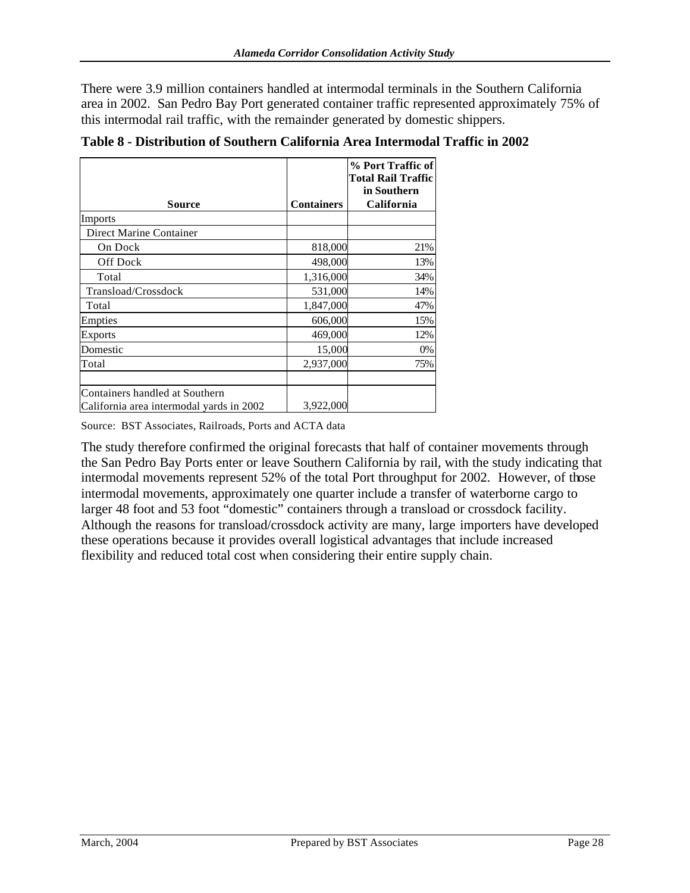There were 3.9 million containers handled at intermodal terminals in the Southern California area in 2002. San Pedro Bay Port generated container traffic represented approximately 75% of this intermodal rail traffic, with the remainder generated by domestic shippers.

**Table 8 - Distribution of Southern California Area Intermodal Traffic in 2002**

| Source | Containers | % Port Traffic of Total Rail Traffic in Southern California |
|---|---|---|
| Imports | | |
| Direct Marine Container | | |
| On Dock | 818,000 | 21% |
| Off Dock | 498,000 | 13% |
| Total | 1,316,000 | 34% |
| Transload/Crossdock | 531,000 | 14% |
| Total | 1,847,000 | 47% |
| Empties | 606,000 | 15% |
| Exports | 469,000 | 12% |
| Domestic | 15,000 | 0% |
| Total | 2,937,000 | 75% |
| | | |
| Containers handled at Southern California area intermodal yards in 2002 | 3,922,000 | |

Source: BST Associates, Railroads, Ports and ACTA data

The study therefore confirmed the original forecasts that half of container movements through the San Pedro Bay Ports enter or leave Southern California by rail, with the study indicating that intermodal movements represent 52% of the total Port throughput for 2002. However, of those intermodal movements, approximately one quarter include a transfer of waterborne cargo to larger 48 foot and 53 foot "domestic" containers through a transload or crossdock facility. Although the reasons for transload/crossdock activity are many, large importers have developed these operations because it provides overall logistical advantages that include increased flexibility and reduced total cost when considering their entire supply chain.